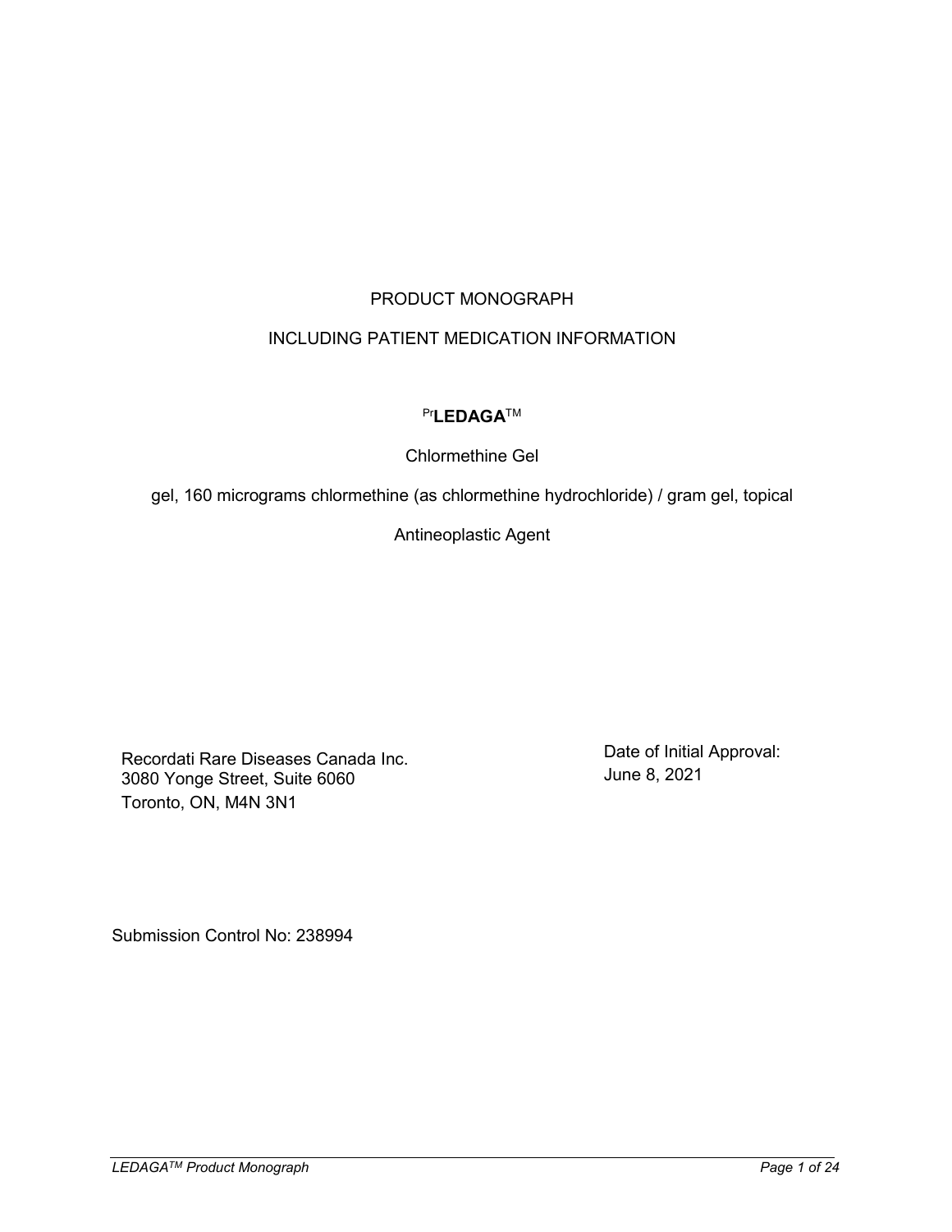PRODUCT MONOGRAPH

INCLUDING PATIENT MEDICATION INFORMATION

Pr**LEDAGA**TM

Chlormethine Gel

gel, 160 micrograms chlormethine (as chlormethine hydrochloride) / gram gel, topical

Antineoplastic Agent

Recordati Rare Diseases Canada Inc.
3080 Yonge Street, Suite 6060
Toronto, ON, M4N 3N1

Date of Initial Approval:
June 8, 2021

Submission Control No: 238994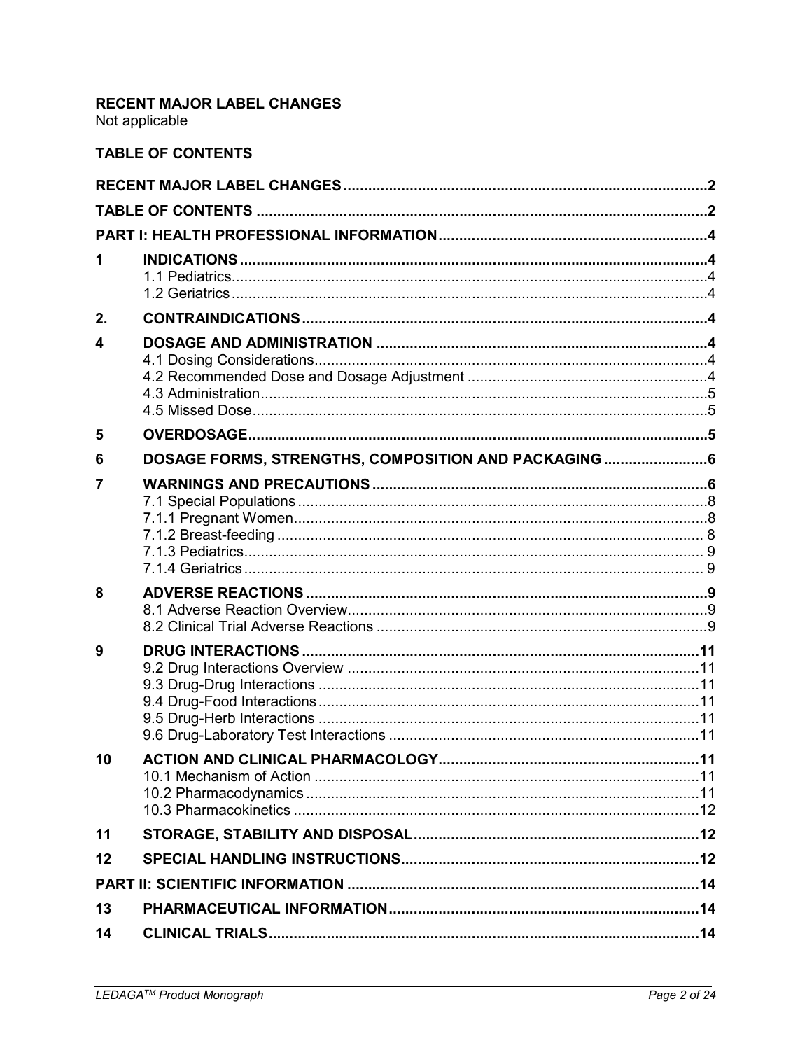**RECENT MAJOR LABEL CHANGES**

Not applicable

**TABLE OF CONTENTS**

| | |
|---|---|
| **RECENT MAJOR LABEL CHANGES** | **2** |
| **TABLE OF CONTENTS** | **2** |
| **PART I: HEALTH PROFESSIONAL INFORMATION** | **4** |
| **1 INDICATIONS** | **4** |
| 1.1 Pediatrics | 4 |
| 1.2 Geriatrics | 4 |
| **2. CONTRAINDICATIONS** | **4** |
| **4 DOSAGE AND ADMINISTRATION** | **4** |
| 4.1 Dosing Considerations | 4 |
| 4.2 Recommended Dose and Dosage Adjustment | 4 |
| 4.3 Administration | 5 |
| 4.5 Missed Dose | 5 |
| **5 OVERDOSAGE** | **5** |
| **6 DOSAGE FORMS, STRENGTHS, COMPOSITION AND PACKAGING** | **6** |
| **7 WARNINGS AND PRECAUTIONS** | **6** |
| 7.1 Special Populations | 8 |
| 7.1.1 Pregnant Women | 8 |
| 7.1.2 Breast-feeding | 8 |
| 7.1.3 Pediatrics | 9 |
| 7.1.4 Geriatrics | 9 |
| **8 ADVERSE REACTIONS** | **9** |
| 8.1 Adverse Reaction Overview | 9 |
| 8.2 Clinical Trial Adverse Reactions | 9 |
| **9 DRUG INTERACTIONS** | **11** |
| 9.2 Drug Interactions Overview | 11 |
| 9.3 Drug-Drug Interactions | 11 |
| 9.4 Drug-Food Interactions | 11 |
| 9.5 Drug-Herb Interactions | 11 |
| 9.6 Drug-Laboratory Test Interactions | 11 |
| **10 ACTION AND CLINICAL PHARMACOLOGY** | **11** |
| 10.1 Mechanism of Action | 11 |
| 10.2 Pharmacodynamics | 11 |
| 10.3 Pharmacokinetics | 12 |
| **11 STORAGE, STABILITY AND DISPOSAL** | **12** |
| **12 SPECIAL HANDLING INSTRUCTIONS** | **12** |
| **PART II: SCIENTIFIC INFORMATION** | **14** |
| **13 PHARMACEUTICAL INFORMATION** | **14** |
| **14 CLINICAL TRIALS** | **14** |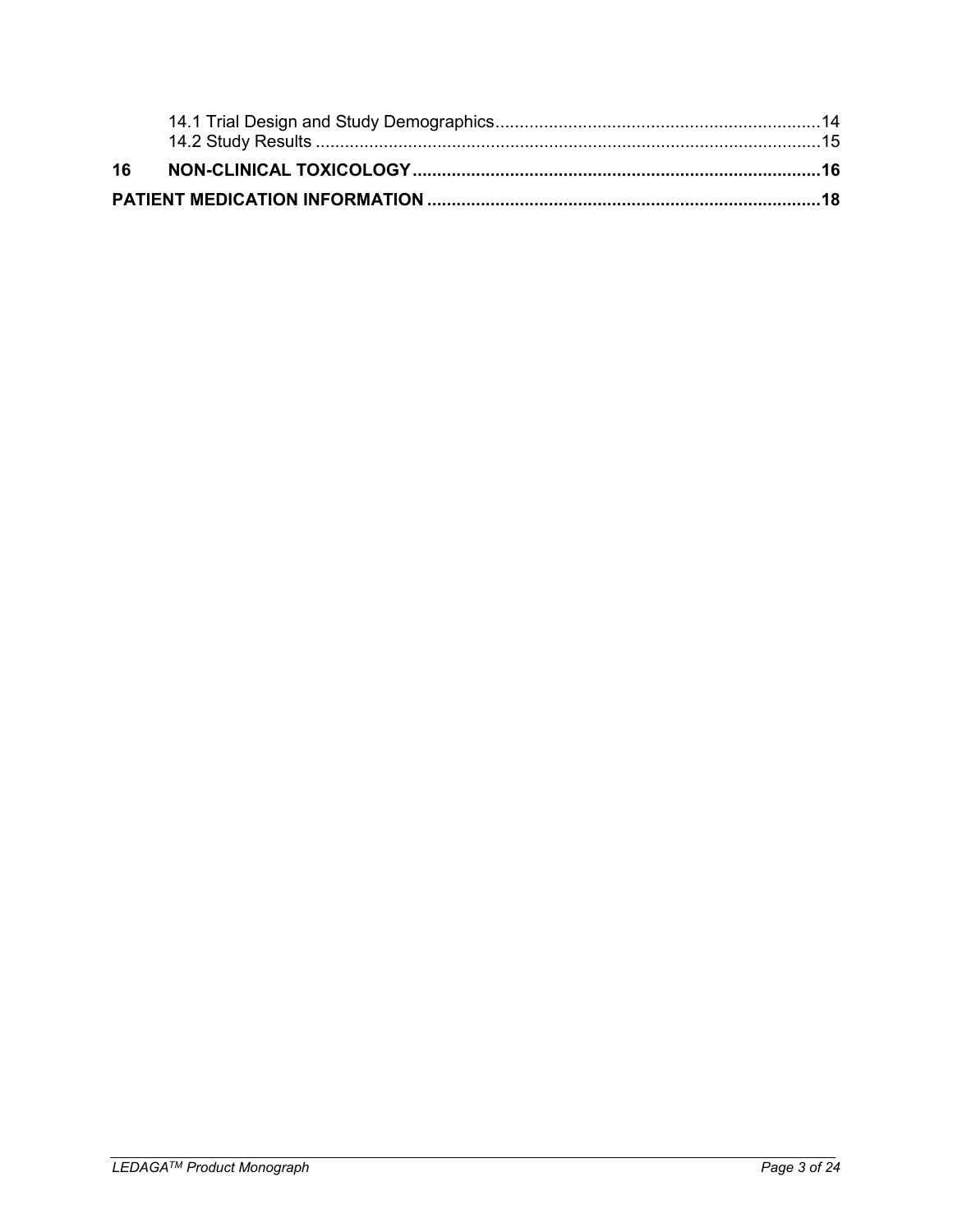14.1 Trial Design and Study Demographics..................................................................14
14.2 Study Results .......................................................................................................15

**16 NON-CLINICAL TOXICOLOGY.................................................................................16**

**PATIENT MEDICATION INFORMATION ...............................................................................18**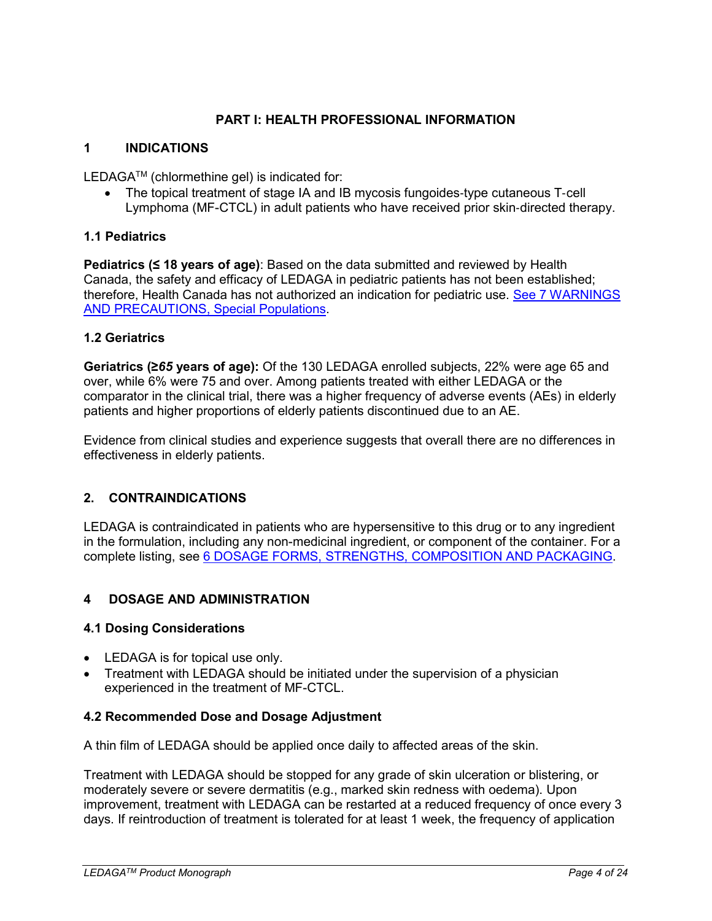## PART I: HEALTH PROFESSIONAL INFORMATION

## 1 INDICATIONS

LEDAGA™ (chlormethine gel) is indicated for:

- The topical treatment of stage IA and IB mycosis fungoides-type cutaneous T-cell Lymphoma (MF-CTCL) in adult patients who have received prior skin-directed therapy.

### 1.1 Pediatrics

**Pediatrics (≤ 18 years of age)**: Based on the data submitted and reviewed by Health Canada, the safety and efficacy of LEDAGA in pediatric patients has not been established; therefore, Health Canada has not authorized an indication for pediatric use. See 7 WARNINGS AND PRECAUTIONS, Special Populations.

### 1.2 Geriatrics

**Geriatrics (≥*65* years of age):** Of the 130 LEDAGA enrolled subjects, 22% were age 65 and over, while 6% were 75 and over. Among patients treated with either LEDAGA or the comparator in the clinical trial, there was a higher frequency of adverse events (AEs) in elderly patients and higher proportions of elderly patients discontinued due to an AE.

Evidence from clinical studies and experience suggests that overall there are no differences in effectiveness in elderly patients.

## 2. CONTRAINDICATIONS

LEDAGA is contraindicated in patients who are hypersensitive to this drug or to any ingredient in the formulation, including any non-medicinal ingredient, or component of the container. For a complete listing, see 6 DOSAGE FORMS, STRENGTHS, COMPOSITION AND PACKAGING.

## 4 DOSAGE AND ADMINISTRATION

### 4.1 Dosing Considerations

- LEDAGA is for topical use only.
- Treatment with LEDAGA should be initiated under the supervision of a physician experienced in the treatment of MF-CTCL.

### 4.2 Recommended Dose and Dosage Adjustment

A thin film of LEDAGA should be applied once daily to affected areas of the skin.

Treatment with LEDAGA should be stopped for any grade of skin ulceration or blistering, or moderately severe or severe dermatitis (e.g., marked skin redness with oedema). Upon improvement, treatment with LEDAGA can be restarted at a reduced frequency of once every 3 days. If reintroduction of treatment is tolerated for at least 1 week, the frequency of application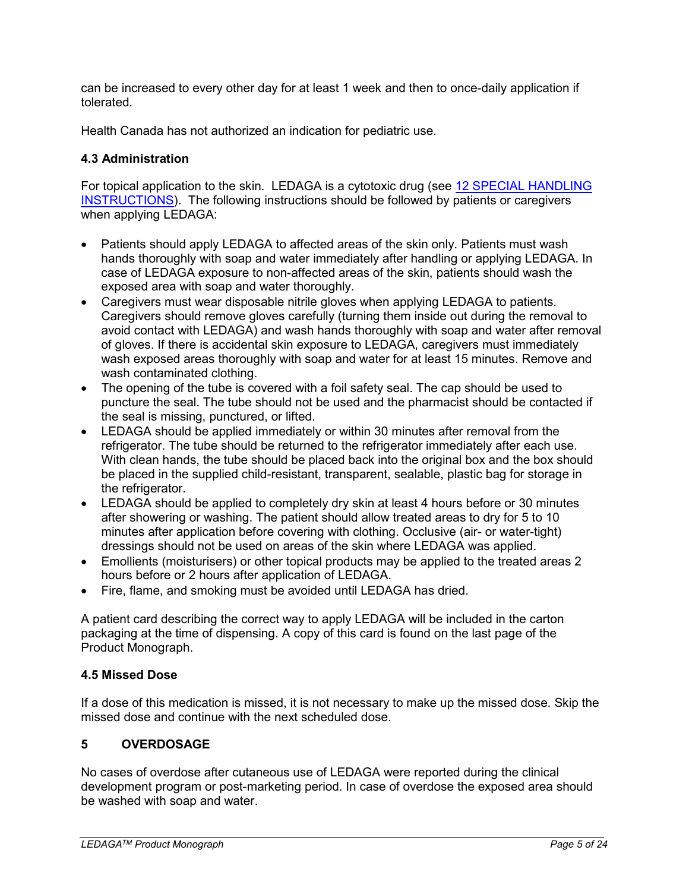can be increased to every other day for at least 1 week and then to once-daily application if tolerated.

Health Canada has not authorized an indication for pediatric use.

### 4.3 Administration

For topical application to the skin. LEDAGA is a cytotoxic drug (see 12 SPECIAL HANDLING INSTRUCTIONS). The following instructions should be followed by patients or caregivers when applying LEDAGA:

- Patients should apply LEDAGA to affected areas of the skin only. Patients must wash hands thoroughly with soap and water immediately after handling or applying LEDAGA. In case of LEDAGA exposure to non-affected areas of the skin, patients should wash the exposed area with soap and water thoroughly.
- Caregivers must wear disposable nitrile gloves when applying LEDAGA to patients. Caregivers should remove gloves carefully (turning them inside out during the removal to avoid contact with LEDAGA) and wash hands thoroughly with soap and water after removal of gloves. If there is accidental skin exposure to LEDAGA, caregivers must immediately wash exposed areas thoroughly with soap and water for at least 15 minutes. Remove and wash contaminated clothing.
- The opening of the tube is covered with a foil safety seal. The cap should be used to puncture the seal. The tube should not be used and the pharmacist should be contacted if the seal is missing, punctured, or lifted.
- LEDAGA should be applied immediately or within 30 minutes after removal from the refrigerator. The tube should be returned to the refrigerator immediately after each use. With clean hands, the tube should be placed back into the original box and the box should be placed in the supplied child-resistant, transparent, sealable, plastic bag for storage in the refrigerator.
- LEDAGA should be applied to completely dry skin at least 4 hours before or 30 minutes after showering or washing. The patient should allow treated areas to dry for 5 to 10 minutes after application before covering with clothing. Occlusive (air- or water-tight) dressings should not be used on areas of the skin where LEDAGA was applied.
- Emollients (moisturisers) or other topical products may be applied to the treated areas 2 hours before or 2 hours after application of LEDAGA.
- Fire, flame, and smoking must be avoided until LEDAGA has dried.

A patient card describing the correct way to apply LEDAGA will be included in the carton packaging at the time of dispensing. A copy of this card is found on the last page of the Product Monograph.

### 4.5 Missed Dose

If a dose of this medication is missed, it is not necessary to make up the missed dose. Skip the missed dose and continue with the next scheduled dose.

## 5 OVERDOSAGE

No cases of overdose after cutaneous use of LEDAGA were reported during the clinical development program or post-marketing period. In case of overdose the exposed area should be washed with soap and water.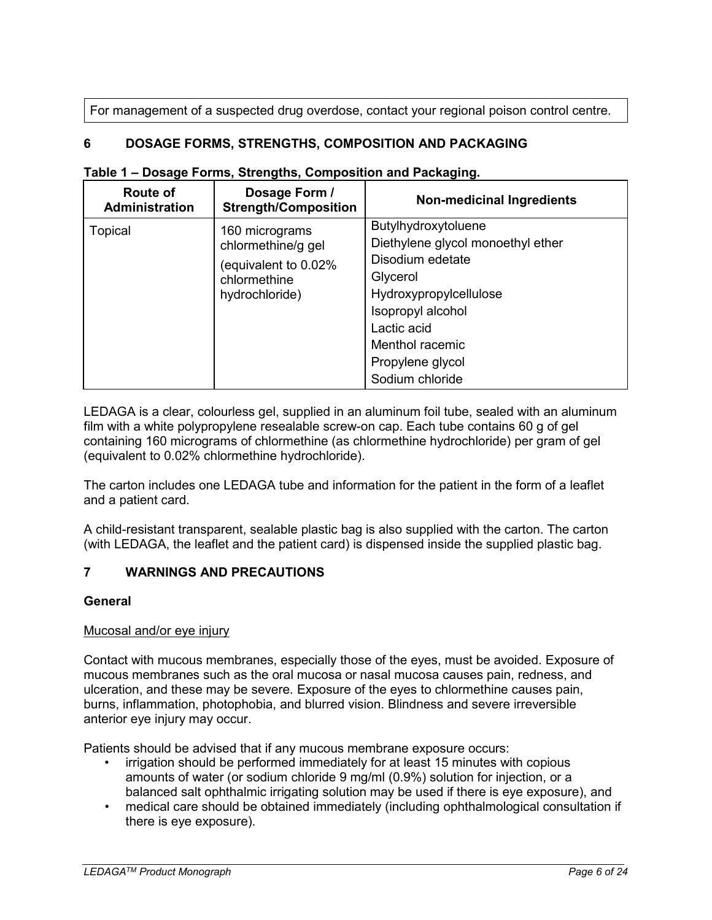For management of a suspected drug overdose, contact your regional poison control centre.

## 6 DOSAGE FORMS, STRENGTHS, COMPOSITION AND PACKAGING

**Table 1 – Dosage Forms, Strengths, Composition and Packaging.**

| Route of Administration | Dosage Form / Strength/Composition | Non-medicinal Ingredients |
|---|---|---|
| Topical | 160 micrograms chlormethine/g gel (equivalent to 0.02% chlormethine hydrochloride) | Butylhydroxytoluene<br>Diethylene glycol monoethyl ether<br>Disodium edetate<br>Glycerol<br>Hydroxypropylcellulose<br>Isopropyl alcohol<br>Lactic acid<br>Menthol racemic<br>Propylene glycol<br>Sodium chloride |

LEDAGA is a clear, colourless gel, supplied in an aluminum foil tube, sealed with an aluminum film with a white polypropylene resealable screw-on cap. Each tube contains 60 g of gel containing 160 micrograms of chlormethine (as chlormethine hydrochloride) per gram of gel (equivalent to 0.02% chlormethine hydrochloride).

The carton includes one LEDAGA tube and information for the patient in the form of a leaflet and a patient card.

A child-resistant transparent, sealable plastic bag is also supplied with the carton. The carton (with LEDAGA, the leaflet and the patient card) is dispensed inside the supplied plastic bag.

## 7 WARNINGS AND PRECAUTIONS

### General

Mucosal and/or eye injury

Contact with mucous membranes, especially those of the eyes, must be avoided. Exposure of mucous membranes such as the oral mucosa or nasal mucosa causes pain, redness, and ulceration, and these may be severe. Exposure of the eyes to chlormethine causes pain, burns, inflammation, photophobia, and blurred vision. Blindness and severe irreversible anterior eye injury may occur.

Patients should be advised that if any mucous membrane exposure occurs:

- irrigation should be performed immediately for at least 15 minutes with copious amounts of water (or sodium chloride 9 mg/ml (0.9%) solution for injection, or a balanced salt ophthalmic irrigating solution may be used if there is eye exposure), and
- medical care should be obtained immediately (including ophthalmological consultation if there is eye exposure).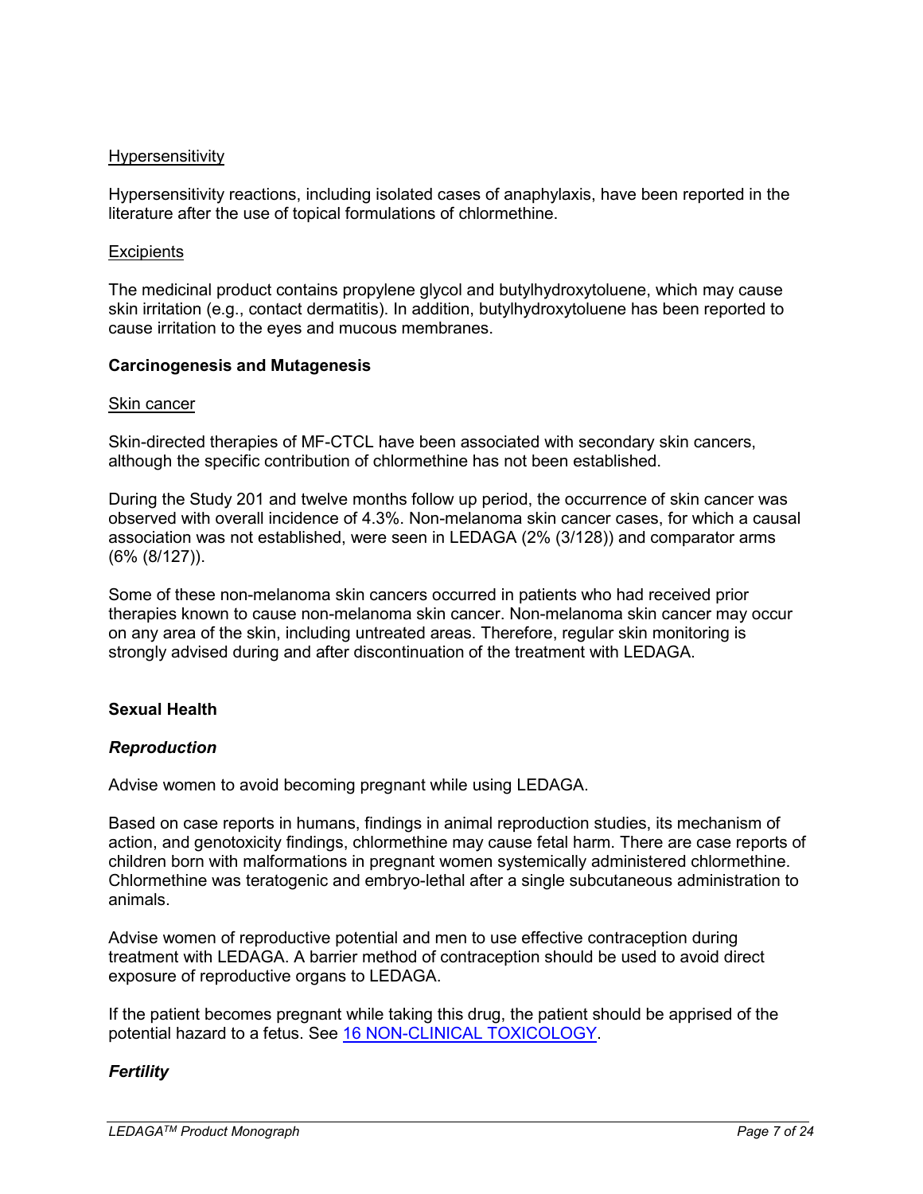Hypersensitivity

Hypersensitivity reactions, including isolated cases of anaphylaxis, have been reported in the literature after the use of topical formulations of chlormethine.

Excipients

The medicinal product contains propylene glycol and butylhydroxytoluene, which may cause skin irritation (e.g., contact dermatitis). In addition, butylhydroxytoluene has been reported to cause irritation to the eyes and mucous membranes.

**Carcinogenesis and Mutagenesis**

Skin cancer

Skin-directed therapies of MF-CTCL have been associated with secondary skin cancers, although the specific contribution of chlormethine has not been established.

During the Study 201 and twelve months follow up period, the occurrence of skin cancer was observed with overall incidence of 4.3%. Non-melanoma skin cancer cases, for which a causal association was not established, were seen in LEDAGA (2% (3/128)) and comparator arms (6% (8/127)).

Some of these non-melanoma skin cancers occurred in patients who had received prior therapies known to cause non-melanoma skin cancer. Non-melanoma skin cancer may occur on any area of the skin, including untreated areas. Therefore, regular skin monitoring is strongly advised during and after discontinuation of the treatment with LEDAGA.

**Sexual Health**

***Reproduction***

Advise women to avoid becoming pregnant while using LEDAGA.

Based on case reports in humans, findings in animal reproduction studies, its mechanism of action, and genotoxicity findings, chlormethine may cause fetal harm. There are case reports of children born with malformations in pregnant women systemically administered chlormethine. Chlormethine was teratogenic and embryo-lethal after a single subcutaneous administration to animals.

Advise women of reproductive potential and men to use effective contraception during treatment with LEDAGA. A barrier method of contraception should be used to avoid direct exposure of reproductive organs to LEDAGA.

If the patient becomes pregnant while taking this drug, the patient should be apprised of the potential hazard to a fetus. See 16 NON-CLINICAL TOXICOLOGY.

***Fertility***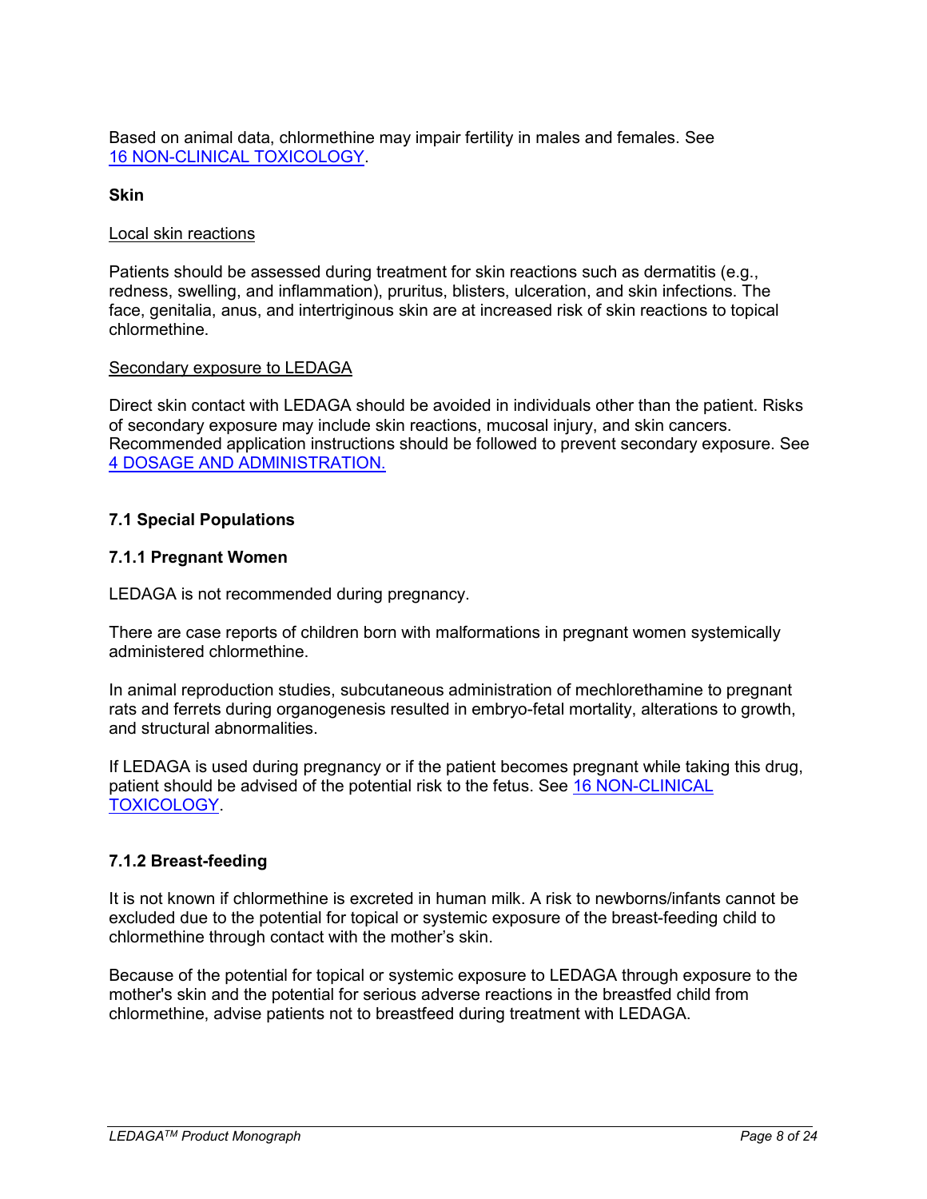Based on animal data, chlormethine may impair fertility in males and females. See 16 NON-CLINICAL TOXICOLOGY.

**Skin**

Local skin reactions

Patients should be assessed during treatment for skin reactions such as dermatitis (e.g., redness, swelling, and inflammation), pruritus, blisters, ulceration, and skin infections. The face, genitalia, anus, and intertriginous skin are at increased risk of skin reactions to topical chlormethine.

Secondary exposure to LEDAGA

Direct skin contact with LEDAGA should be avoided in individuals other than the patient. Risks of secondary exposure may include skin reactions, mucosal injury, and skin cancers. Recommended application instructions should be followed to prevent secondary exposure. See 4 DOSAGE AND ADMINISTRATION.

## 7.1 Special Populations

### 7.1.1 Pregnant Women

LEDAGA is not recommended during pregnancy.

There are case reports of children born with malformations in pregnant women systemically administered chlormethine.

In animal reproduction studies, subcutaneous administration of mechlorethamine to pregnant rats and ferrets during organogenesis resulted in embryo-fetal mortality, alterations to growth, and structural abnormalities.

If LEDAGA is used during pregnancy or if the patient becomes pregnant while taking this drug, patient should be advised of the potential risk to the fetus. See 16 NON-CLINICAL TOXICOLOGY.

### 7.1.2 Breast-feeding

It is not known if chlormethine is excreted in human milk. A risk to newborns/infants cannot be excluded due to the potential for topical or systemic exposure of the breast-feeding child to chlormethine through contact with the mother's skin.

Because of the potential for topical or systemic exposure to LEDAGA through exposure to the mother's skin and the potential for serious adverse reactions in the breastfed child from chlormethine, advise patients not to breastfeed during treatment with LEDAGA.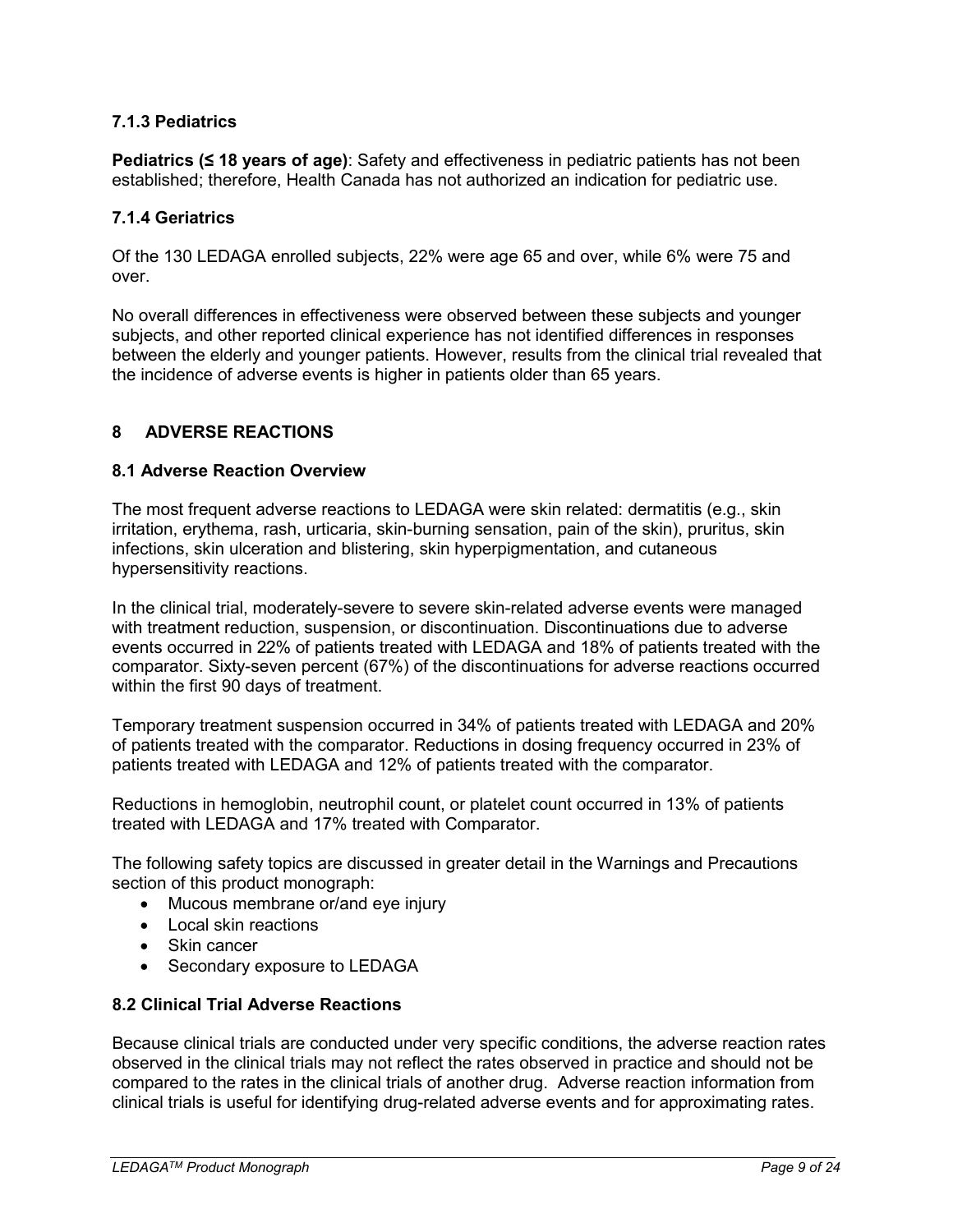### 7.1.3 Pediatrics

**Pediatrics (≤ 18 years of age)**: Safety and effectiveness in pediatric patients has not been established; therefore, Health Canada has not authorized an indication for pediatric use.

### 7.1.4 Geriatrics

Of the 130 LEDAGA enrolled subjects, 22% were age 65 and over, while 6% were 75 and over.

No overall differences in effectiveness were observed between these subjects and younger subjects, and other reported clinical experience has not identified differences in responses between the elderly and younger patients. However, results from the clinical trial revealed that the incidence of adverse events is higher in patients older than 65 years.

## 8 ADVERSE REACTIONS

### 8.1 Adverse Reaction Overview

The most frequent adverse reactions to LEDAGA were skin related: dermatitis (e.g., skin irritation, erythema, rash, urticaria, skin-burning sensation, pain of the skin), pruritus, skin infections, skin ulceration and blistering, skin hyperpigmentation, and cutaneous hypersensitivity reactions.

In the clinical trial, moderately-severe to severe skin-related adverse events were managed with treatment reduction, suspension, or discontinuation. Discontinuations due to adverse events occurred in 22% of patients treated with LEDAGA and 18% of patients treated with the comparator. Sixty-seven percent (67%) of the discontinuations for adverse reactions occurred within the first 90 days of treatment.

Temporary treatment suspension occurred in 34% of patients treated with LEDAGA and 20% of patients treated with the comparator. Reductions in dosing frequency occurred in 23% of patients treated with LEDAGA and 12% of patients treated with the comparator.

Reductions in hemoglobin, neutrophil count, or platelet count occurred in 13% of patients treated with LEDAGA and 17% treated with Comparator.

The following safety topics are discussed in greater detail in the Warnings and Precautions section of this product monograph:

- Mucous membrane or/and eye injury
- Local skin reactions
- Skin cancer
- Secondary exposure to LEDAGA

### 8.2 Clinical Trial Adverse Reactions

Because clinical trials are conducted under very specific conditions, the adverse reaction rates observed in the clinical trials may not reflect the rates observed in practice and should not be compared to the rates in the clinical trials of another drug. Adverse reaction information from clinical trials is useful for identifying drug-related adverse events and for approximating rates.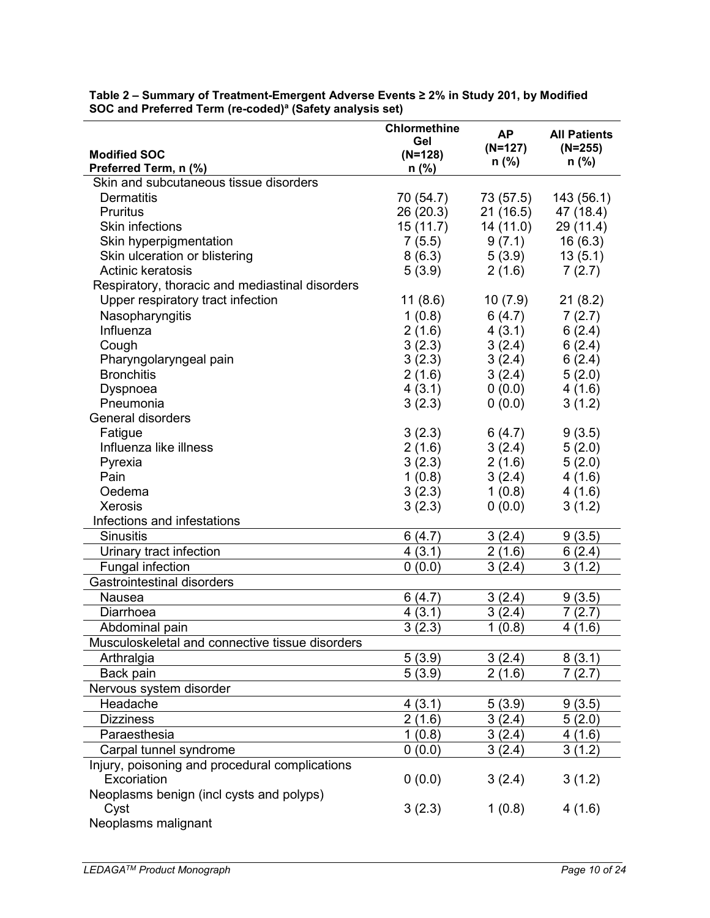**Table 2 – Summary of Treatment-Emergent Adverse Events ≥ 2% in Study 201, by Modified SOC and Preferred Term (re-coded)[a] (Safety analysis set)**

| Modified SOC<br>Preferred Term, n (%) | Chlormethine Gel (N=128) n (%) | AP (N=127) n (%) | All Patients (N=255) n (%) |
|---|---|---|---|
| Skin and subcutaneous tissue disorders | | | |
| Dermatitis | 70 (54.7) | 73 (57.5) | 143 (56.1) |
| Pruritus | 26 (20.3) | 21 (16.5) | 47 (18.4) |
| Skin infections | 15 (11.7) | 14 (11.0) | 29 (11.4) |
| Skin hyperpigmentation | 7 (5.5) | 9 (7.1) | 16 (6.3) |
| Skin ulceration or blistering | 8 (6.3) | 5 (3.9) | 13 (5.1) |
| Actinic keratosis | 5 (3.9) | 2 (1.6) | 7 (2.7) |
| Respiratory, thoracic and mediastinal disorders | | | |
| Upper respiratory tract infection | 11 (8.6) | 10 (7.9) | 21 (8.2) |
| Nasopharyngitis | 1 (0.8) | 6 (4.7) | 7 (2.7) |
| Influenza | 2 (1.6) | 4 (3.1) | 6 (2.4) |
| Cough | 3 (2.3) | 3 (2.4) | 6 (2.4) |
| Pharyngolaryngeal pain | 3 (2.3) | 3 (2.4) | 6 (2.4) |
| Bronchitis | 2 (1.6) | 3 (2.4) | 5 (2.0) |
| Dyspnoea | 4 (3.1) | 0 (0.0) | 4 (1.6) |
| Pneumonia | 3 (2.3) | 0 (0.0) | 3 (1.2) |
| General disorders | | | |
| Fatigue | 3 (2.3) | 6 (4.7) | 9 (3.5) |
| Influenza like illness | 2 (1.6) | 3 (2.4) | 5 (2.0) |
| Pyrexia | 3 (2.3) | 2 (1.6) | 5 (2.0) |
| Pain | 1 (0.8) | 3 (2.4) | 4 (1.6) |
| Oedema | 3 (2.3) | 1 (0.8) | 4 (1.6) |
| Xerosis | 3 (2.3) | 0 (0.0) | 3 (1.2) |
| Infections and infestations | | | |
| Sinusitis | 6 (4.7) | 3 (2.4) | 9 (3.5) |
| Urinary tract infection | 4 (3.1) | 2 (1.6) | 6 (2.4) |
| Fungal infection | 0 (0.0) | 3 (2.4) | 3 (1.2) |
| Gastrointestinal disorders | | | |
| Nausea | 6 (4.7) | 3 (2.4) | 9 (3.5) |
| Diarrhoea | 4 (3.1) | 3 (2.4) | 7 (2.7) |
| Abdominal pain | 3 (2.3) | 1 (0.8) | 4 (1.6) |
| Musculoskeletal and connective tissue disorders | | | |
| Arthralgia | 5 (3.9) | 3 (2.4) | 8 (3.1) |
| Back pain | 5 (3.9) | 2 (1.6) | 7 (2.7) |
| Nervous system disorder | | | |
| Headache | 4 (3.1) | 5 (3.9) | 9 (3.5) |
| Dizziness | 2 (1.6) | 3 (2.4) | 5 (2.0) |
| Paraesthesia | 1 (0.8) | 3 (2.4) | 4 (1.6) |
| Carpal tunnel syndrome | 0 (0.0) | 3 (2.4) | 3 (1.2) |
| Injury, poisoning and procedural complications | | | |
| Excoriation | 0 (0.0) | 3 (2.4) | 3 (1.2) |
| Neoplasms benign (incl cysts and polyps) | | | |
| Cyst | 3 (2.3) | 1 (0.8) | 4 (1.6) |
| Neoplasms malignant | | | |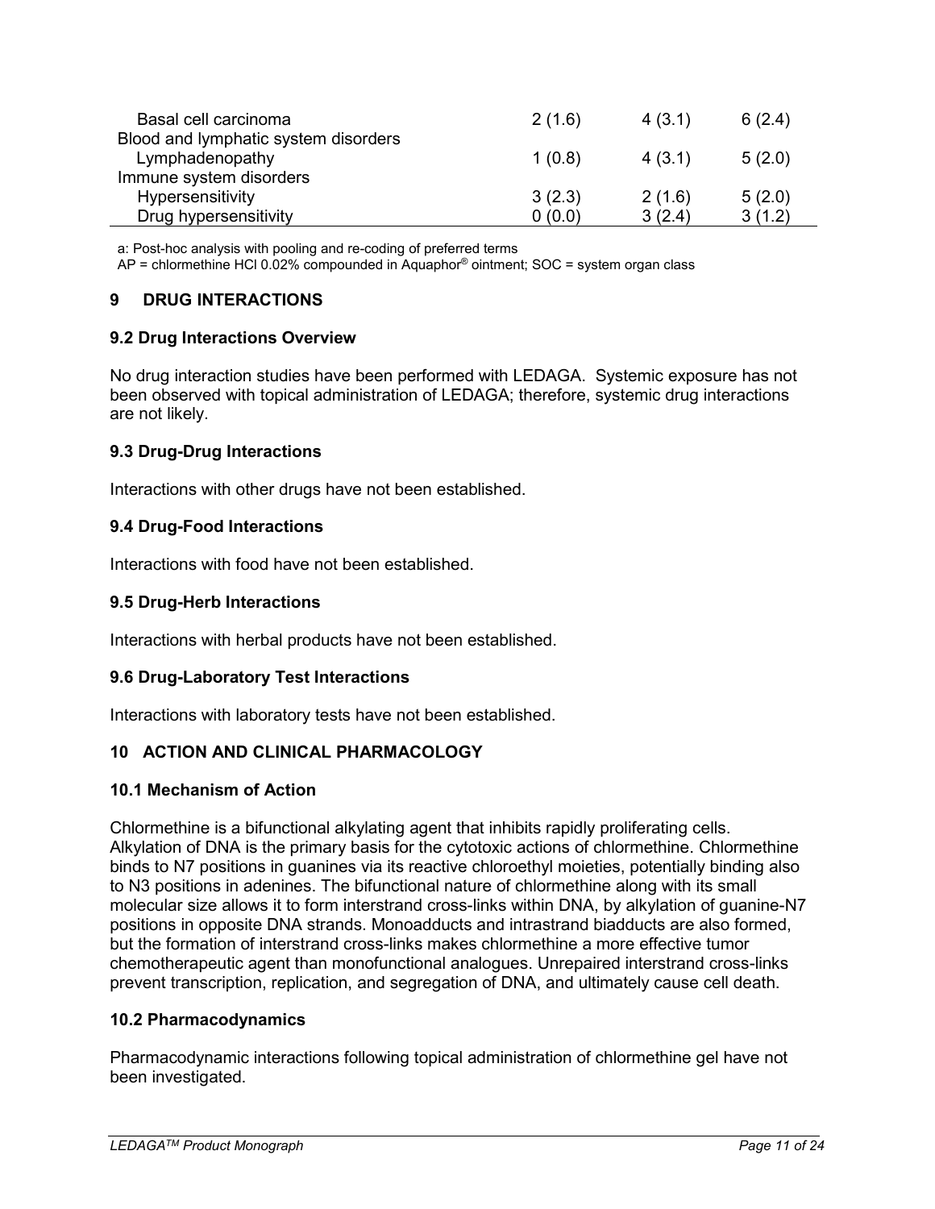| | | | |
|---|---|---|---|
| Basal cell carcinoma | 2 (1.6) | 4 (3.1) | 6 (2.4) |
| Blood and lymphatic system disorders | | | |
| Lymphadenopathy | 1 (0.8) | 4 (3.1) | 5 (2.0) |
| Immune system disorders | | | |
| Hypersensitivity | 3 (2.3) | 2 (1.6) | 5 (2.0) |
| Drug hypersensitivity | 0 (0.0) | 3 (2.4) | 3 (1.2) |

a: Post-hoc analysis with pooling and re-coding of preferred terms
AP = chlormethine HCl 0.02% compounded in Aquaphor® ointment; SOC = system organ class

## 9 DRUG INTERACTIONS

### 9.2 Drug Interactions Overview

No drug interaction studies have been performed with LEDAGA. Systemic exposure has not been observed with topical administration of LEDAGA; therefore, systemic drug interactions are not likely.

### 9.3 Drug-Drug Interactions

Interactions with other drugs have not been established.

### 9.4 Drug-Food Interactions

Interactions with food have not been established.

### 9.5 Drug-Herb Interactions

Interactions with herbal products have not been established.

### 9.6 Drug-Laboratory Test Interactions

Interactions with laboratory tests have not been established.

## 10 ACTION AND CLINICAL PHARMACOLOGY

### 10.1 Mechanism of Action

Chlormethine is a bifunctional alkylating agent that inhibits rapidly proliferating cells. Alkylation of DNA is the primary basis for the cytotoxic actions of chlormethine. Chlormethine binds to N7 positions in guanines via its reactive chloroethyl moieties, potentially binding also to N3 positions in adenines. The bifunctional nature of chlormethine along with its small molecular size allows it to form interstrand cross-links within DNA, by alkylation of guanine-N7 positions in opposite DNA strands. Monoadducts and intrastrand biadducts are also formed, but the formation of interstrand cross-links makes chlormethine a more effective tumor chemotherapeutic agent than monofunctional analogues. Unrepaired interstrand cross-links prevent transcription, replication, and segregation of DNA, and ultimately cause cell death.

### 10.2 Pharmacodynamics

Pharmacodynamic interactions following topical administration of chlormethine gel have not been investigated.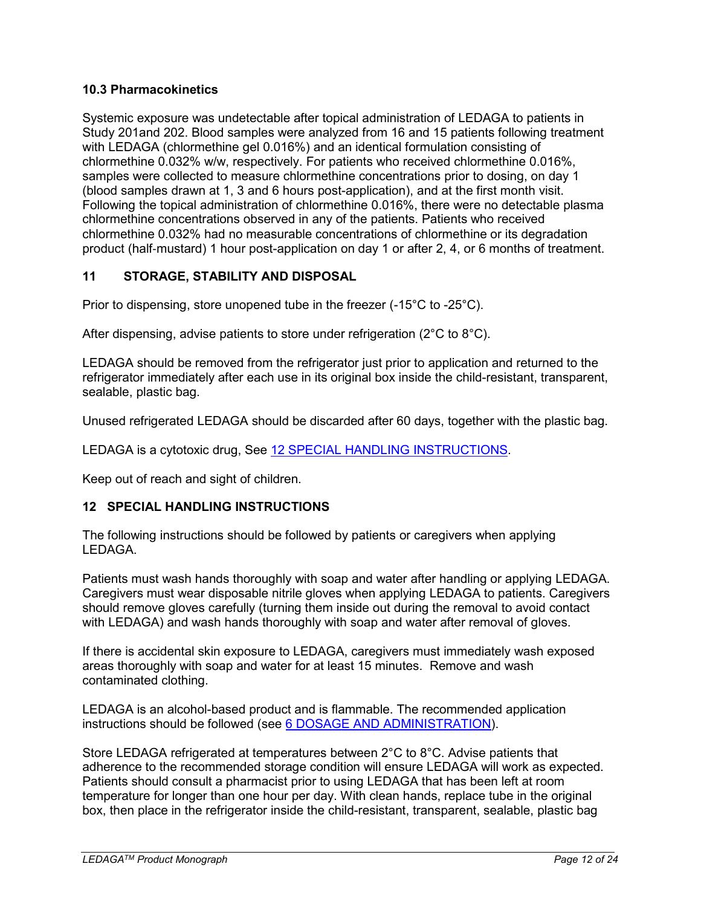### 10.3 Pharmacokinetics

Systemic exposure was undetectable after topical administration of LEDAGA to patients in Study 201and 202. Blood samples were analyzed from 16 and 15 patients following treatment with LEDAGA (chlormethine gel 0.016%) and an identical formulation consisting of chlormethine 0.032% w/w, respectively. For patients who received chlormethine 0.016%, samples were collected to measure chlormethine concentrations prior to dosing, on day 1 (blood samples drawn at 1, 3 and 6 hours post-application), and at the first month visit. Following the topical administration of chlormethine 0.016%, there were no detectable plasma chlormethine concentrations observed in any of the patients. Patients who received chlormethine 0.032% had no measurable concentrations of chlormethine or its degradation product (half-mustard) 1 hour post-application on day 1 or after 2, 4, or 6 months of treatment.

## 11 STORAGE, STABILITY AND DISPOSAL

Prior to dispensing, store unopened tube in the freezer (-15°C to -25°C).

After dispensing, advise patients to store under refrigeration (2°C to 8°C).

LEDAGA should be removed from the refrigerator just prior to application and returned to the refrigerator immediately after each use in its original box inside the child-resistant, transparent, sealable, plastic bag.

Unused refrigerated LEDAGA should be discarded after 60 days, together with the plastic bag.

LEDAGA is a cytotoxic drug, See 12 SPECIAL HANDLING INSTRUCTIONS.

Keep out of reach and sight of children.

## 12 SPECIAL HANDLING INSTRUCTIONS

The following instructions should be followed by patients or caregivers when applying LEDAGA.

Patients must wash hands thoroughly with soap and water after handling or applying LEDAGA. Caregivers must wear disposable nitrile gloves when applying LEDAGA to patients. Caregivers should remove gloves carefully (turning them inside out during the removal to avoid contact with LEDAGA) and wash hands thoroughly with soap and water after removal of gloves.

If there is accidental skin exposure to LEDAGA, caregivers must immediately wash exposed areas thoroughly with soap and water for at least 15 minutes. Remove and wash contaminated clothing.

LEDAGA is an alcohol-based product and is flammable. The recommended application instructions should be followed (see 6 DOSAGE AND ADMINISTRATION).

Store LEDAGA refrigerated at temperatures between 2°C to 8°C. Advise patients that adherence to the recommended storage condition will ensure LEDAGA will work as expected. Patients should consult a pharmacist prior to using LEDAGA that has been left at room temperature for longer than one hour per day. With clean hands, replace tube in the original box, then place in the refrigerator inside the child-resistant, transparent, sealable, plastic bag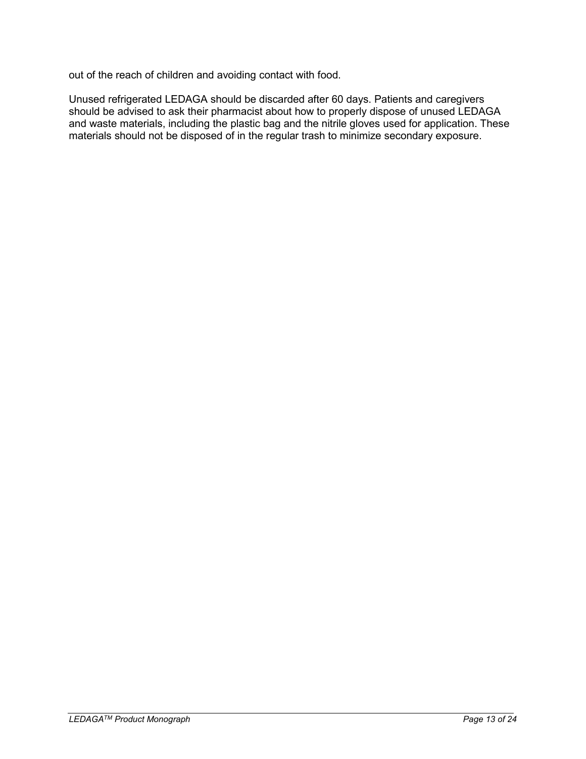out of the reach of children and avoiding contact with food.

Unused refrigerated LEDAGA should be discarded after 60 days. Patients and caregivers should be advised to ask their pharmacist about how to properly dispose of unused LEDAGA and waste materials, including the plastic bag and the nitrile gloves used for application. These materials should not be disposed of in the regular trash to minimize secondary exposure.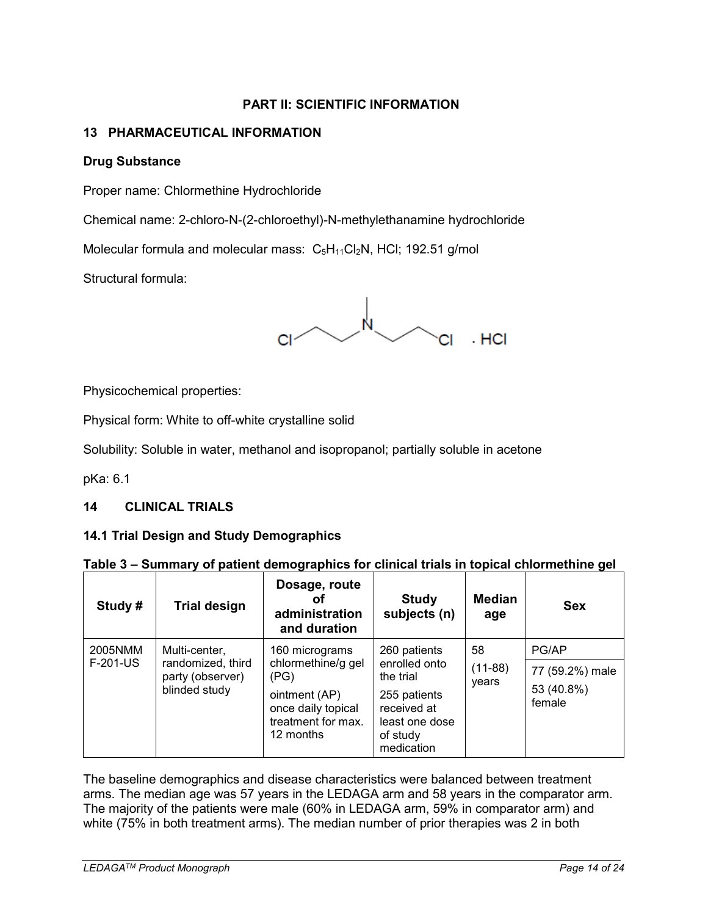## PART II: SCIENTIFIC INFORMATION

## 13 PHARMACEUTICAL INFORMATION

### Drug Substance

Proper name: Chlormethine Hydrochloride

Chemical name: 2-chloro-N-(2-chloroethyl)-N-methylethanamine hydrochloride

Molecular formula and molecular mass: $C_5H_{11}Cl_2N$, HCl; 192.51 g/mol

Structural formula:

Physicochemical properties:

Physical form: White to off-white crystalline solid

Solubility: Soluble in water, methanol and isopropanol; partially soluble in acetone

pKa: 6.1

## 14 CLINICAL TRIALS

### 14.1 Trial Design and Study Demographics

**Table 3 – Summary of patient demographics for clinical trials in topical chlormethine gel**

| Study # | Trial design | Dosage, route of administration and duration | Study subjects (n) | Median age | Sex |
|---|---|---|---|---|---|
| 2005NMM F-201-US | Multi-center, randomized, third party (observer) blinded study | 160 micrograms chlormethine/g gel (PG)<br>ointment (AP) once daily topical treatment for max. 12 months | 260 patients enrolled onto the trial<br>255 patients received at least one dose of study medication | 58<br>(11-88) years | PG/AP<br>77 (59.2%) male<br>53 (40.8%) female |

The baseline demographics and disease characteristics were balanced between treatment arms. The median age was 57 years in the LEDAGA arm and 58 years in the comparator arm. The majority of the patients were male (60% in LEDAGA arm, 59% in comparator arm) and white (75% in both treatment arms). The median number of prior therapies was 2 in both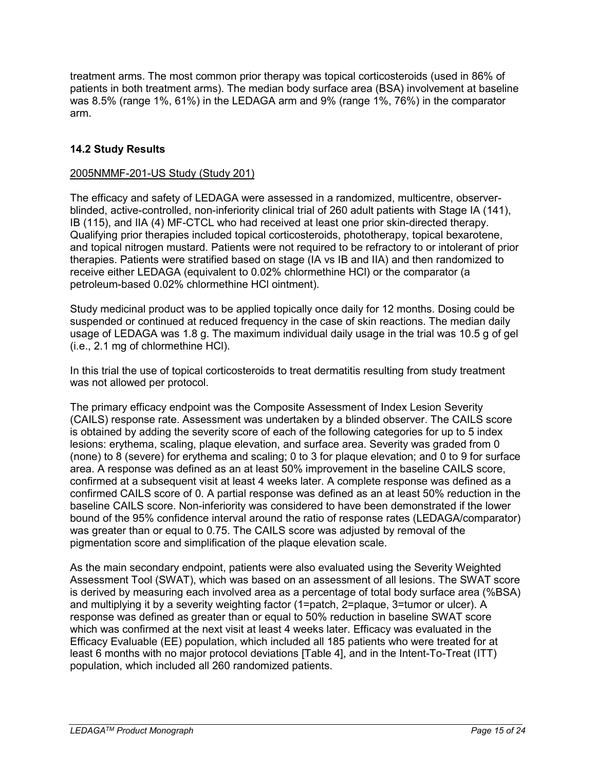treatment arms. The most common prior therapy was topical corticosteroids (used in 86% of patients in both treatment arms). The median body surface area (BSA) involvement at baseline was 8.5% (range 1%, 61%) in the LEDAGA arm and 9% (range 1%, 76%) in the comparator arm.

### 14.2 Study Results

2005NMMF-201-US Study (Study 201)

The efficacy and safety of LEDAGA were assessed in a randomized, multicentre, observer-blinded, active-controlled, non-inferiority clinical trial of 260 adult patients with Stage IA (141), IB (115), and IIA (4) MF-CTCL who had received at least one prior skin-directed therapy. Qualifying prior therapies included topical corticosteroids, phototherapy, topical bexarotene, and topical nitrogen mustard. Patients were not required to be refractory to or intolerant of prior therapies. Patients were stratified based on stage (IA vs IB and IIA) and then randomized to receive either LEDAGA (equivalent to 0.02% chlormethine HCl) or the comparator (a petroleum-based 0.02% chlormethine HCl ointment).

Study medicinal product was to be applied topically once daily for 12 months. Dosing could be suspended or continued at reduced frequency in the case of skin reactions. The median daily usage of LEDAGA was 1.8 g. The maximum individual daily usage in the trial was 10.5 g of gel (i.e., 2.1 mg of chlormethine HCl).

In this trial the use of topical corticosteroids to treat dermatitis resulting from study treatment was not allowed per protocol.

The primary efficacy endpoint was the Composite Assessment of Index Lesion Severity (CAILS) response rate. Assessment was undertaken by a blinded observer. The CAILS score is obtained by adding the severity score of each of the following categories for up to 5 index lesions: erythema, scaling, plaque elevation, and surface area. Severity was graded from 0 (none) to 8 (severe) for erythema and scaling; 0 to 3 for plaque elevation; and 0 to 9 for surface area. A response was defined as an at least 50% improvement in the baseline CAILS score, confirmed at a subsequent visit at least 4 weeks later. A complete response was defined as a confirmed CAILS score of 0. A partial response was defined as an at least 50% reduction in the baseline CAILS score. Non-inferiority was considered to have been demonstrated if the lower bound of the 95% confidence interval around the ratio of response rates (LEDAGA/comparator) was greater than or equal to 0.75. The CAILS score was adjusted by removal of the pigmentation score and simplification of the plaque elevation scale.

As the main secondary endpoint, patients were also evaluated using the Severity Weighted Assessment Tool (SWAT), which was based on an assessment of all lesions. The SWAT score is derived by measuring each involved area as a percentage of total body surface area (%BSA) and multiplying it by a severity weighting factor (1=patch, 2=plaque, 3=tumor or ulcer). A response was defined as greater than or equal to 50% reduction in baseline SWAT score which was confirmed at the next visit at least 4 weeks later. Efficacy was evaluated in the Efficacy Evaluable (EE) population, which included all 185 patients who were treated for at least 6 months with no major protocol deviations [Table 4], and in the Intent-To-Treat (ITT) population, which included all 260 randomized patients.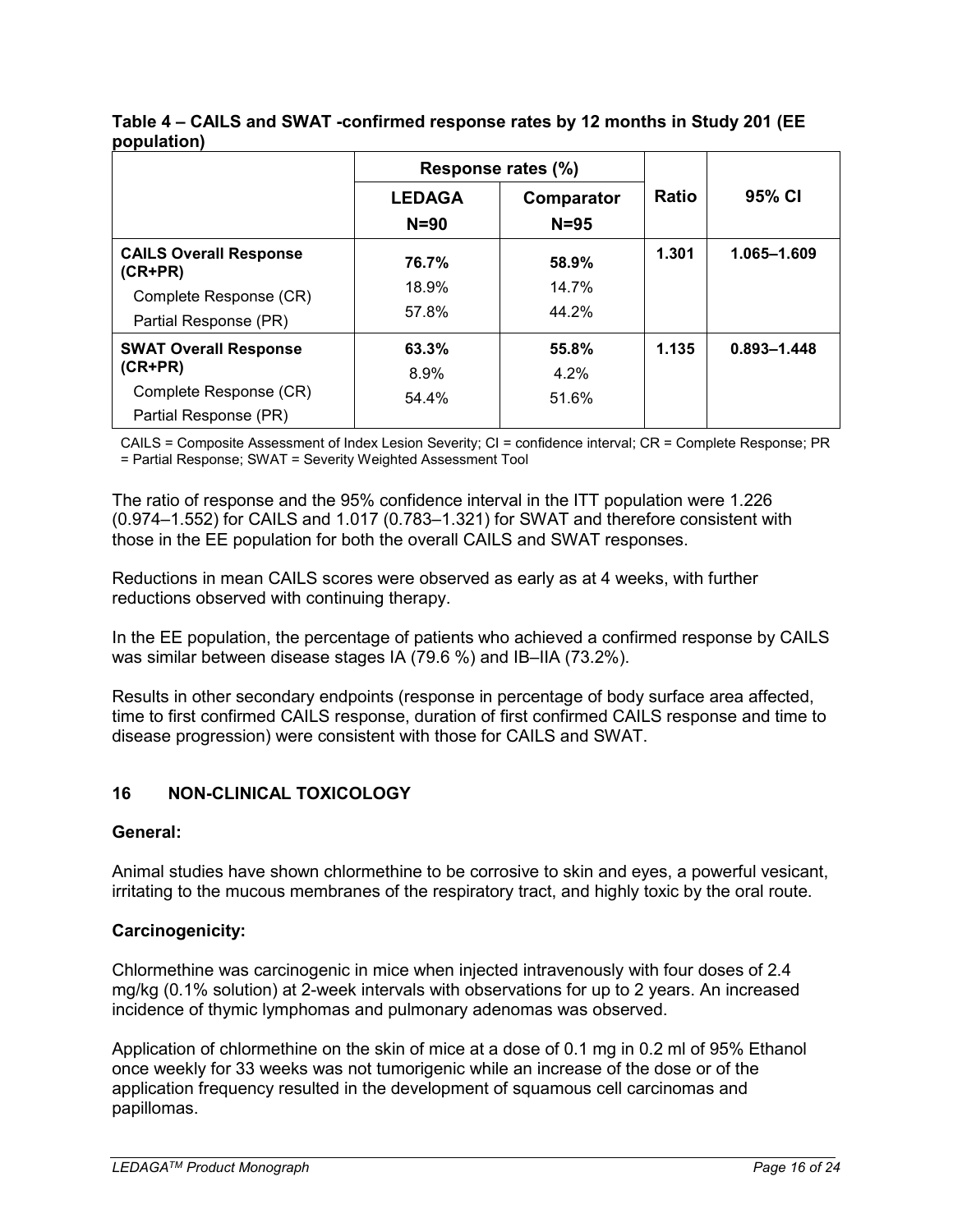**Table 4 – CAILS and SWAT -confirmed response rates by 12 months in Study 201 (EE population)**

| | Response rates (%) | | Ratio | 95% CI |
|---|---|---|---|---|
| | LEDAGA N=90 | Comparator N=95 | | |
| **CAILS Overall Response (CR+PR)** | **76.7%** | **58.9%** | **1.301** | **1.065–1.609** |
| Complete Response (CR) | 18.9% | 14.7% | | |
| Partial Response (PR) | 57.8% | 44.2% | | |
| **SWAT Overall Response (CR+PR)** | **63.3%** | **55.8%** | **1.135** | **0.893–1.448** |
| Complete Response (CR) | 8.9% | 4.2% | | |
| Partial Response (PR) | 54.4% | 51.6% | | |

CAILS = Composite Assessment of Index Lesion Severity; CI = confidence interval; CR = Complete Response; PR = Partial Response; SWAT = Severity Weighted Assessment Tool

The ratio of response and the 95% confidence interval in the ITT population were 1.226 (0.974–1.552) for CAILS and 1.017 (0.783–1.321) for SWAT and therefore consistent with those in the EE population for both the overall CAILS and SWAT responses.

Reductions in mean CAILS scores were observed as early as at 4 weeks, with further reductions observed with continuing therapy.

In the EE population, the percentage of patients who achieved a confirmed response by CAILS was similar between disease stages IA (79.6 %) and IB–IIA (73.2%).

Results in other secondary endpoints (response in percentage of body surface area affected, time to first confirmed CAILS response, duration of first confirmed CAILS response and time to disease progression) were consistent with those for CAILS and SWAT.

## 16 NON-CLINICAL TOXICOLOGY

**General:**

Animal studies have shown chlormethine to be corrosive to skin and eyes, a powerful vesicant, irritating to the mucous membranes of the respiratory tract, and highly toxic by the oral route.

**Carcinogenicity:**

Chlormethine was carcinogenic in mice when injected intravenously with four doses of 2.4 mg/kg (0.1% solution) at 2-week intervals with observations for up to 2 years. An increased incidence of thymic lymphomas and pulmonary adenomas was observed.

Application of chlormethine on the skin of mice at a dose of 0.1 mg in 0.2 ml of 95% Ethanol once weekly for 33 weeks was not tumorigenic while an increase of the dose or of the application frequency resulted in the development of squamous cell carcinomas and papillomas.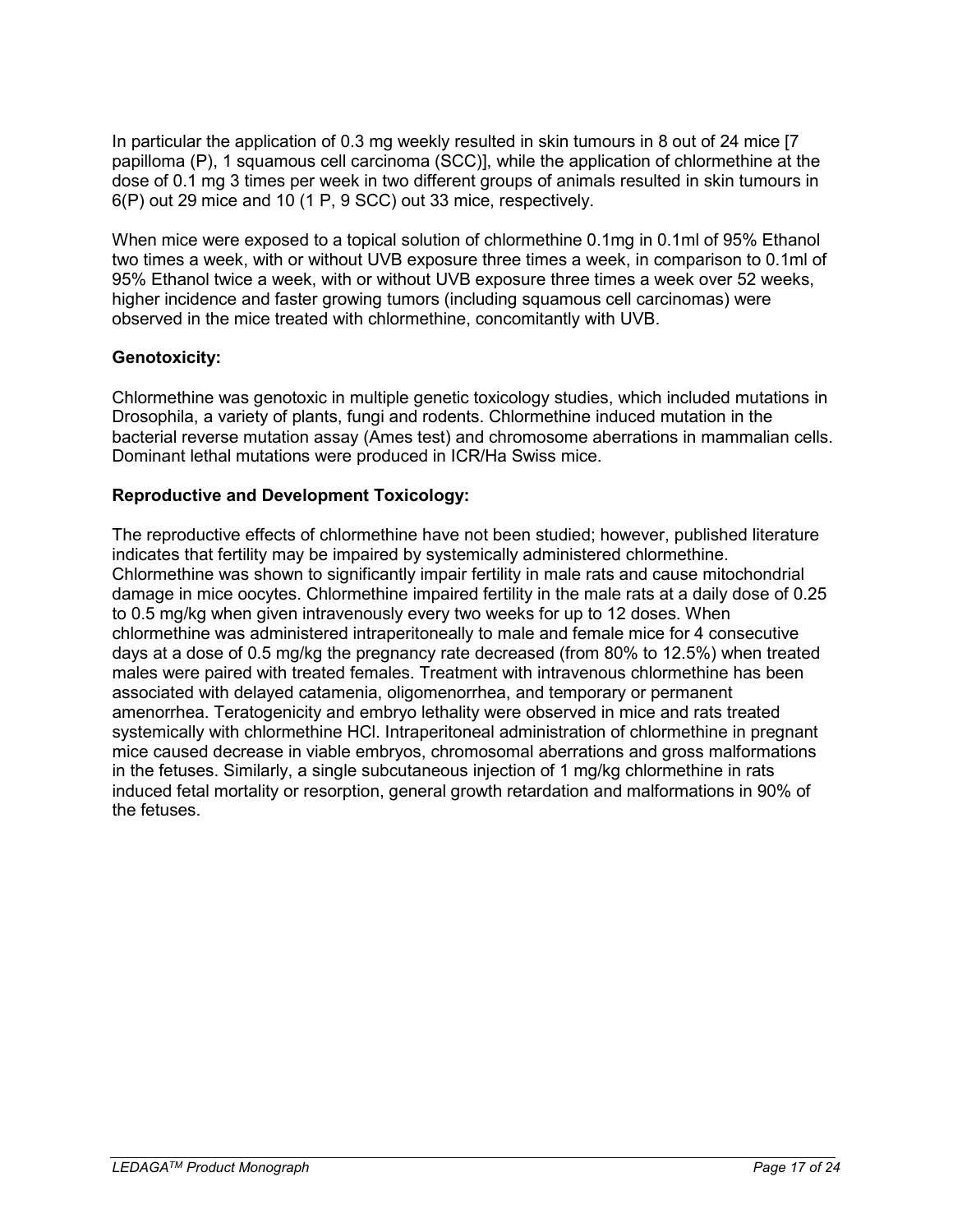In particular the application of 0.3 mg weekly resulted in skin tumours in 8 out of 24 mice [7 papilloma (P), 1 squamous cell carcinoma (SCC)], while the application of chlormethine at the dose of 0.1 mg 3 times per week in two different groups of animals resulted in skin tumours in 6(P) out 29 mice and 10 (1 P, 9 SCC) out 33 mice, respectively.

When mice were exposed to a topical solution of chlormethine 0.1mg in 0.1ml of 95% Ethanol two times a week, with or without UVB exposure three times a week, in comparison to 0.1ml of 95% Ethanol twice a week, with or without UVB exposure three times a week over 52 weeks, higher incidence and faster growing tumors (including squamous cell carcinomas) were observed in the mice treated with chlormethine, concomitantly with UVB.

**Genotoxicity:**

Chlormethine was genotoxic in multiple genetic toxicology studies, which included mutations in Drosophila, a variety of plants, fungi and rodents. Chlormethine induced mutation in the bacterial reverse mutation assay (Ames test) and chromosome aberrations in mammalian cells. Dominant lethal mutations were produced in ICR/Ha Swiss mice.

**Reproductive and Development Toxicology:**

The reproductive effects of chlormethine have not been studied; however, published literature indicates that fertility may be impaired by systemically administered chlormethine. Chlormethine was shown to significantly impair fertility in male rats and cause mitochondrial damage in mice oocytes. Chlormethine impaired fertility in the male rats at a daily dose of 0.25 to 0.5 mg/kg when given intravenously every two weeks for up to 12 doses. When chlormethine was administered intraperitoneally to male and female mice for 4 consecutive days at a dose of 0.5 mg/kg the pregnancy rate decreased (from 80% to 12.5%) when treated males were paired with treated females. Treatment with intravenous chlormethine has been associated with delayed catamenia, oligomenorrhea, and temporary or permanent amenorrhea. Teratogenicity and embryo lethality were observed in mice and rats treated systemically with chlormethine HCl. Intraperitoneal administration of chlormethine in pregnant mice caused decrease in viable embryos, chromosomal aberrations and gross malformations in the fetuses. Similarly, a single subcutaneous injection of 1 mg/kg chlormethine in rats induced fetal mortality or resorption, general growth retardation and malformations in 90% of the fetuses.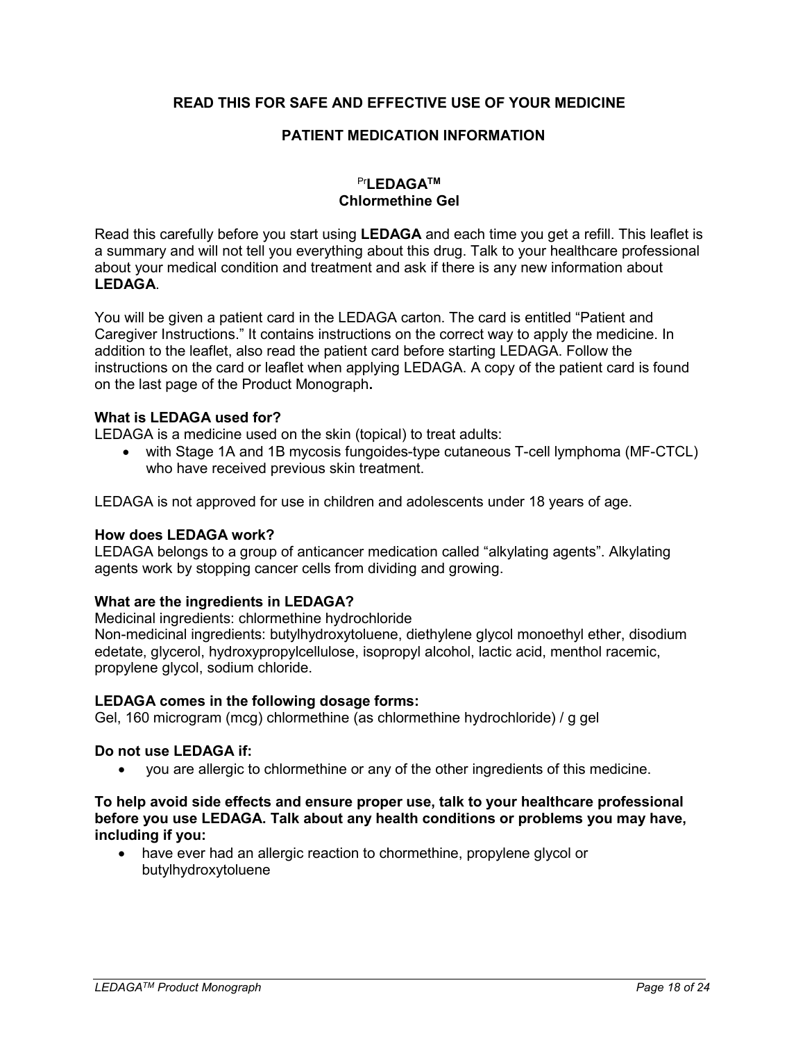**READ THIS FOR SAFE AND EFFECTIVE USE OF YOUR MEDICINE**

**PATIENT MEDICATION INFORMATION**

**PrLEDAGA™**
**Chlormethine Gel**

Read this carefully before you start using **LEDAGA** and each time you get a refill. This leaflet is a summary and will not tell you everything about this drug. Talk to your healthcare professional about your medical condition and treatment and ask if there is any new information about **LEDAGA**.

You will be given a patient card in the LEDAGA carton. The card is entitled "Patient and Caregiver Instructions." It contains instructions on the correct way to apply the medicine. In addition to the leaflet, also read the patient card before starting LEDAGA. Follow the instructions on the card or leaflet when applying LEDAGA. A copy of the patient card is found on the last page of the Product Monograph**.**

**What is LEDAGA used for?**
LEDAGA is a medicine used on the skin (topical) to treat adults:

- with Stage 1A and 1B mycosis fungoides-type cutaneous T-cell lymphoma (MF-CTCL) who have received previous skin treatment.

LEDAGA is not approved for use in children and adolescents under 18 years of age.

**How does LEDAGA work?**
LEDAGA belongs to a group of anticancer medication called "alkylating agents". Alkylating agents work by stopping cancer cells from dividing and growing.

**What are the ingredients in LEDAGA?**
Medicinal ingredients: chlormethine hydrochloride
Non-medicinal ingredients: butylhydroxytoluene, diethylene glycol monoethyl ether, disodium edetate, glycerol, hydroxypropylcellulose, isopropyl alcohol, lactic acid, menthol racemic, propylene glycol, sodium chloride.

**LEDAGA comes in the following dosage forms:**
Gel, 160 microgram (mcg) chlormethine (as chlormethine hydrochloride) / g gel

**Do not use LEDAGA if:**

- you are allergic to chlormethine or any of the other ingredients of this medicine.

**To help avoid side effects and ensure proper use, talk to your healthcare professional before you use LEDAGA. Talk about any health conditions or problems you may have, including if you:**

- have ever had an allergic reaction to chormethine, propylene glycol or butylhydroxytoluene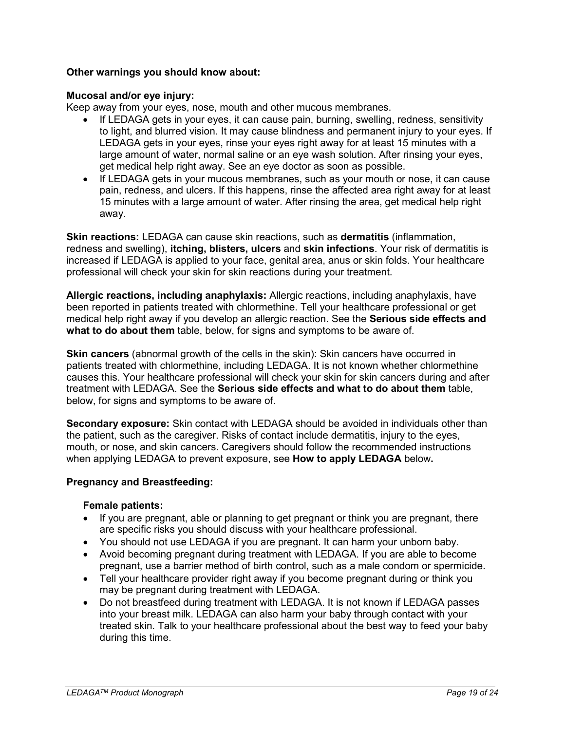**Other warnings you should know about:**

**Mucosal and/or eye injury:**
Keep away from your eyes, nose, mouth and other mucous membranes.

- If LEDAGA gets in your eyes, it can cause pain, burning, swelling, redness, sensitivity to light, and blurred vision. It may cause blindness and permanent injury to your eyes. If LEDAGA gets in your eyes, rinse your eyes right away for at least 15 minutes with a large amount of water, normal saline or an eye wash solution. After rinsing your eyes, get medical help right away. See an eye doctor as soon as possible.
- If LEDAGA gets in your mucous membranes, such as your mouth or nose, it can cause pain, redness, and ulcers. If this happens, rinse the affected area right away for at least 15 minutes with a large amount of water. After rinsing the area, get medical help right away.

**Skin reactions:** LEDAGA can cause skin reactions, such as **dermatitis** (inflammation, redness and swelling), **itching, blisters, ulcers** and **skin infections**. Your risk of dermatitis is increased if LEDAGA is applied to your face, genital area, anus or skin folds. Your healthcare professional will check your skin for skin reactions during your treatment.

**Allergic reactions, including anaphylaxis:** Allergic reactions, including anaphylaxis, have been reported in patients treated with chlormethine. Tell your healthcare professional or get medical help right away if you develop an allergic reaction. See the **Serious side effects and what to do about them** table, below, for signs and symptoms to be aware of.

**Skin cancers** (abnormal growth of the cells in the skin): Skin cancers have occurred in patients treated with chlormethine, including LEDAGA. It is not known whether chlormethine causes this. Your healthcare professional will check your skin for skin cancers during and after treatment with LEDAGA. See the **Serious side effects and what to do about them** table, below, for signs and symptoms to be aware of.

**Secondary exposure:** Skin contact with LEDAGA should be avoided in individuals other than the patient, such as the caregiver. Risks of contact include dermatitis, injury to the eyes, mouth, or nose, and skin cancers. Caregivers should follow the recommended instructions when applying LEDAGA to prevent exposure, see **How to apply LEDAGA** below**.**

**Pregnancy and Breastfeeding:**

**Female patients:**

- If you are pregnant, able or planning to get pregnant or think you are pregnant, there are specific risks you should discuss with your healthcare professional.
- You should not use LEDAGA if you are pregnant. It can harm your unborn baby.
- Avoid becoming pregnant during treatment with LEDAGA. If you are able to become pregnant, use a barrier method of birth control, such as a male condom or spermicide.
- Tell your healthcare provider right away if you become pregnant during or think you may be pregnant during treatment with LEDAGA.
- Do not breastfeed during treatment with LEDAGA. It is not known if LEDAGA passes into your breast milk. LEDAGA can also harm your baby through contact with your treated skin. Talk to your healthcare professional about the best way to feed your baby during this time.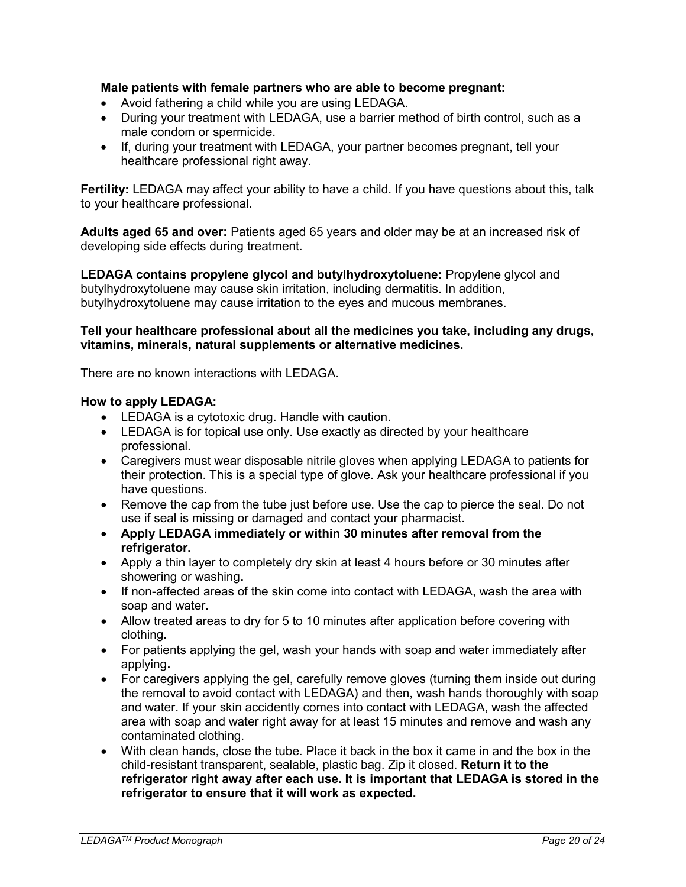**Male patients with female partners who are able to become pregnant:**

- Avoid fathering a child while you are using LEDAGA.
- During your treatment with LEDAGA, use a barrier method of birth control, such as a male condom or spermicide.
- If, during your treatment with LEDAGA, your partner becomes pregnant, tell your healthcare professional right away.

**Fertility:** LEDAGA may affect your ability to have a child. If you have questions about this, talk to your healthcare professional.

**Adults aged 65 and over:** Patients aged 65 years and older may be at an increased risk of developing side effects during treatment.

**LEDAGA contains propylene glycol and butylhydroxytoluene:** Propylene glycol and butylhydroxytoluene may cause skin irritation, including dermatitis. In addition, butylhydroxytoluene may cause irritation to the eyes and mucous membranes.

**Tell your healthcare professional about all the medicines you take, including any drugs, vitamins, minerals, natural supplements or alternative medicines.**

There are no known interactions with LEDAGA.

**How to apply LEDAGA:**

- LEDAGA is a cytotoxic drug. Handle with caution.
- LEDAGA is for topical use only. Use exactly as directed by your healthcare professional.
- Caregivers must wear disposable nitrile gloves when applying LEDAGA to patients for their protection. This is a special type of glove. Ask your healthcare professional if you have questions.
- Remove the cap from the tube just before use. Use the cap to pierce the seal. Do not use if seal is missing or damaged and contact your pharmacist.
- **Apply LEDAGA immediately or within 30 minutes after removal from the refrigerator.**
- Apply a thin layer to completely dry skin at least 4 hours before or 30 minutes after showering or washing.
- If non-affected areas of the skin come into contact with LEDAGA, wash the area with soap and water.
- Allow treated areas to dry for 5 to 10 minutes after application before covering with clothing.
- For patients applying the gel, wash your hands with soap and water immediately after applying.
- For caregivers applying the gel, carefully remove gloves (turning them inside out during the removal to avoid contact with LEDAGA) and then, wash hands thoroughly with soap and water. If your skin accidently comes into contact with LEDAGA, wash the affected area with soap and water right away for at least 15 minutes and remove and wash any contaminated clothing.
- With clean hands, close the tube. Place it back in the box it came in and the box in the child-resistant transparent, sealable, plastic bag. Zip it closed. **Return it to the refrigerator right away after each use. It is important that LEDAGA is stored in the refrigerator to ensure that it will work as expected.**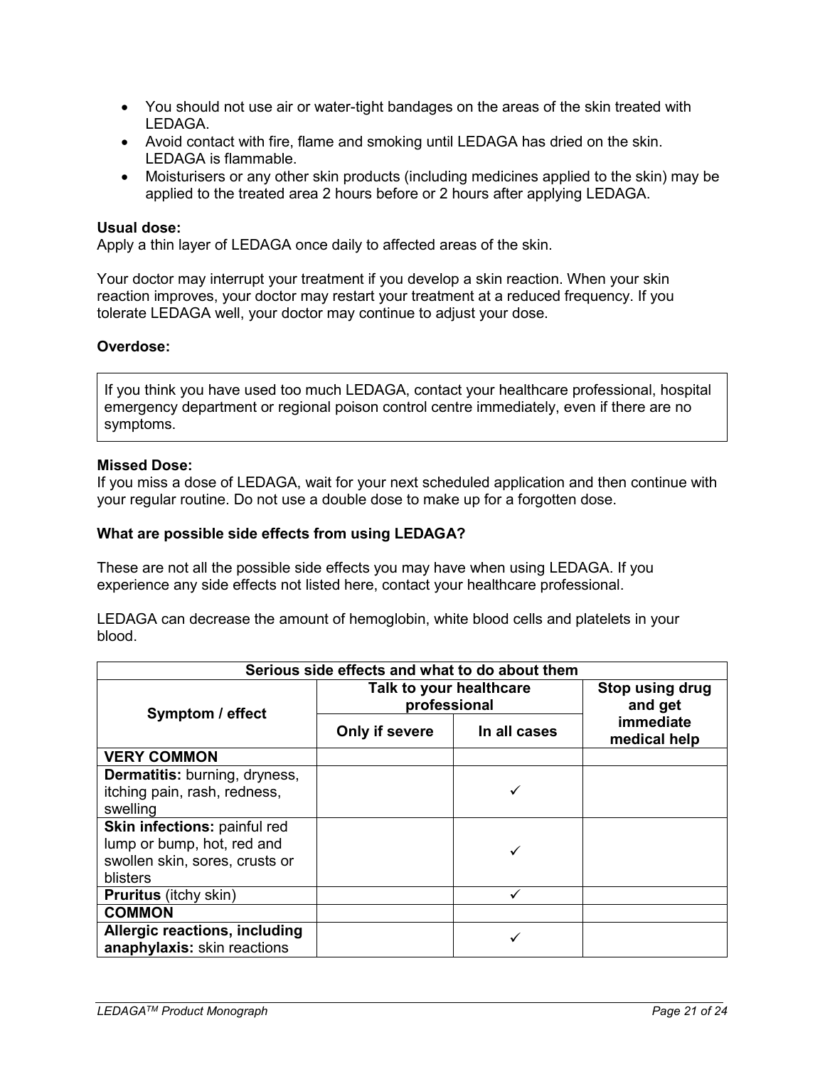- You should not use air or water-tight bandages on the areas of the skin treated with LEDAGA.
- Avoid contact with fire, flame and smoking until LEDAGA has dried on the skin. LEDAGA is flammable.
- Moisturisers or any other skin products (including medicines applied to the skin) may be applied to the treated area 2 hours before or 2 hours after applying LEDAGA.

**Usual dose:**
Apply a thin layer of LEDAGA once daily to affected areas of the skin.

Your doctor may interrupt your treatment if you develop a skin reaction. When your skin reaction improves, your doctor may restart your treatment at a reduced frequency. If you tolerate LEDAGA well, your doctor may continue to adjust your dose.

**Overdose:**

> If you think you have used too much LEDAGA, contact your healthcare professional, hospital emergency department or regional poison control centre immediately, even if there are no symptoms.

**Missed Dose:**
If you miss a dose of LEDAGA, wait for your next scheduled application and then continue with your regular routine. Do not use a double dose to make up for a forgotten dose.

**What are possible side effects from using LEDAGA?**

These are not all the possible side effects you may have when using LEDAGA. If you experience any side effects not listed here, contact your healthcare professional.

LEDAGA can decrease the amount of hemoglobin, white blood cells and platelets in your blood.

| Serious side effects and what to do about them | | | |
|---|---|---|---|
| **Symptom / effect** | **Talk to your healthcare professional** | | **Stop using drug and get immediate medical help** |
| | **Only if severe** | **In all cases** | |
| **VERY COMMON** | | | |
| **Dermatitis:** burning, dryness, itching pain, rash, redness, swelling | | ✓ | |
| **Skin infections:** painful red lump or bump, hot, red and swollen skin, sores, crusts or blisters | | ✓ | |
| **Pruritus** (itchy skin) | | ✓ | |
| **COMMON** | | | |
| **Allergic reactions, including anaphylaxis:** skin reactions | | ✓ | |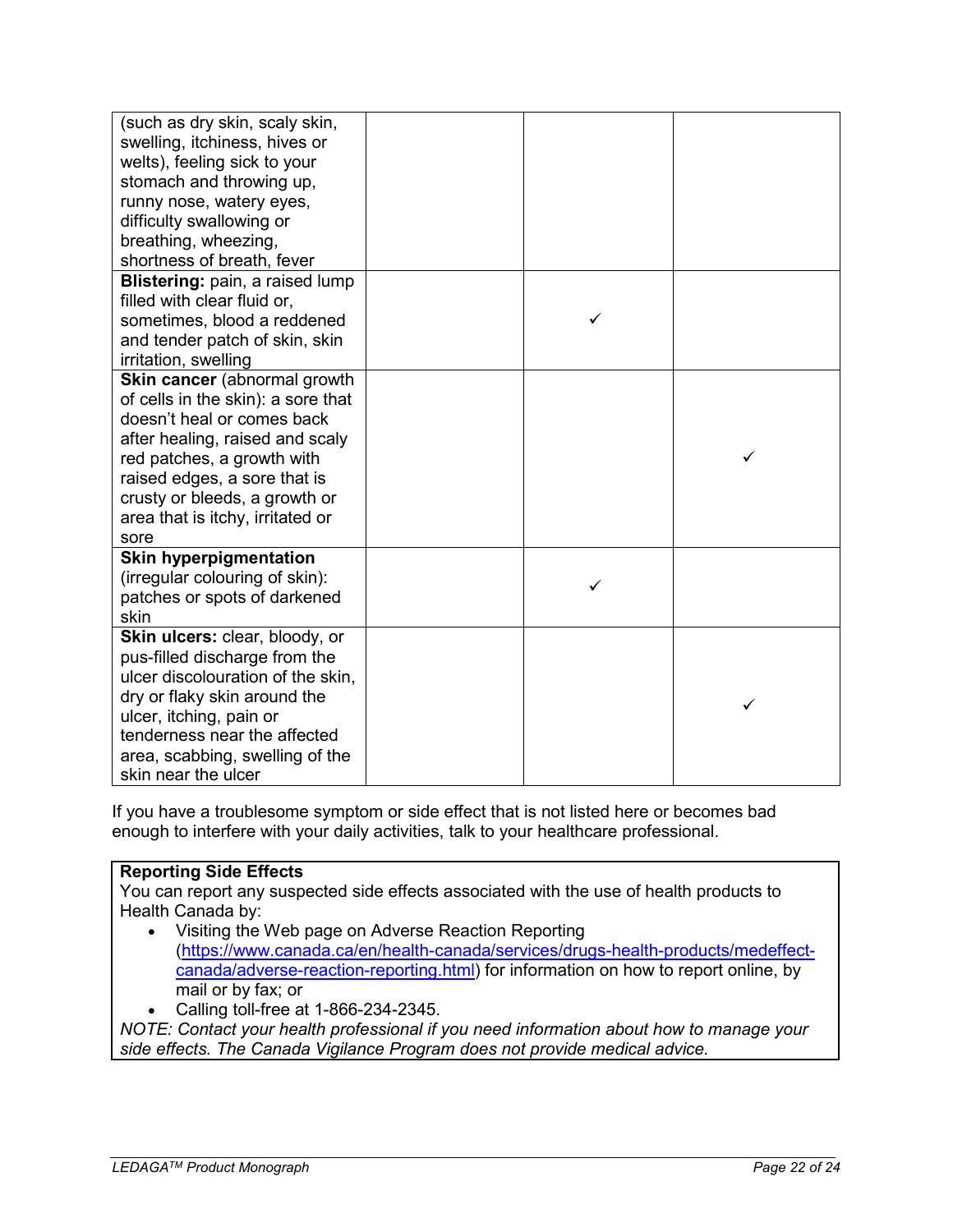| | | | |
|---|---|---|---|
| (such as dry skin, scaly skin, swelling, itchiness, hives or welts), feeling sick to your stomach and throwing up, runny nose, watery eyes, difficulty swallowing or breathing, wheezing, shortness of breath, fever | | | |
| **Blistering:** pain, a raised lump filled with clear fluid or, sometimes, blood a reddened and tender patch of skin, skin irritation, swelling | | ✓ | |
| **Skin cancer** (abnormal growth of cells in the skin): a sore that doesn't heal or comes back after healing, raised and scaly red patches, a growth with raised edges, a sore that is crusty or bleeds, a growth or area that is itchy, irritated or sore | | | ✓ |
| **Skin hyperpigmentation** (irregular colouring of skin): patches or spots of darkened skin | | ✓ | |
| **Skin ulcers:** clear, bloody, or pus-filled discharge from the ulcer discolouration of the skin, dry or flaky skin around the ulcer, itching, pain or tenderness near the affected area, scabbing, swelling of the skin near the ulcer | | | ✓ |

If you have a troublesome symptom or side effect that is not listed here or becomes bad enough to interfere with your daily activities, talk to your healthcare professional.

**Reporting Side Effects**

You can report any suspected side effects associated with the use of health products to Health Canada by:

- Visiting the Web page on Adverse Reaction Reporting (https://www.canada.ca/en/health-canada/services/drugs-health-products/medeffect-canada/adverse-reaction-reporting.html) for information on how to report online, by mail or by fax; or
- Calling toll-free at 1-866-234-2345.

*NOTE: Contact your health professional if you need information about how to manage your side effects. The Canada Vigilance Program does not provide medical advice.*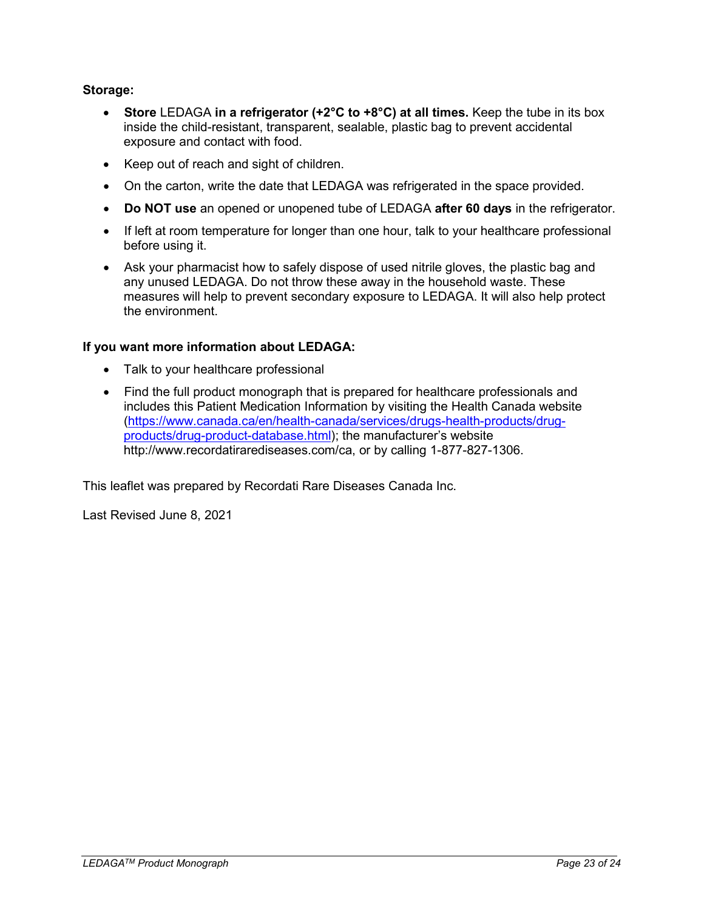**Storage:**

- **Store** LEDAGA **in a refrigerator (+2°C to +8°C) at all times.** Keep the tube in its box inside the child-resistant, transparent, sealable, plastic bag to prevent accidental exposure and contact with food.
- Keep out of reach and sight of children.
- On the carton, write the date that LEDAGA was refrigerated in the space provided.
- **Do NOT use** an opened or unopened tube of LEDAGA **after 60 days** in the refrigerator.
- If left at room temperature for longer than one hour, talk to your healthcare professional before using it.
- Ask your pharmacist how to safely dispose of used nitrile gloves, the plastic bag and any unused LEDAGA. Do not throw these away in the household waste. These measures will help to prevent secondary exposure to LEDAGA. It will also help protect the environment.

**If you want more information about LEDAGA:**

- Talk to your healthcare professional
- Find the full product monograph that is prepared for healthcare professionals and includes this Patient Medication Information by visiting the Health Canada website (https://www.canada.ca/en/health-canada/services/drugs-health-products/drug-products/drug-product-database.html); the manufacturer's website http://www.recordatirarediseases.com/ca, or by calling 1-877-827-1306.

This leaflet was prepared by Recordati Rare Diseases Canada Inc.

Last Revised June 8, 2021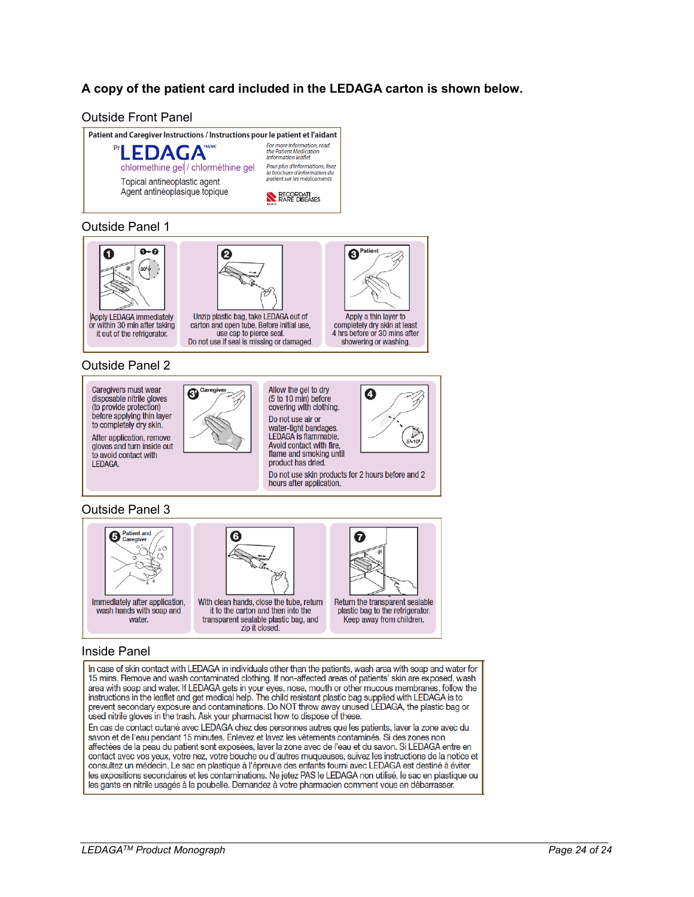**A copy of the patient card included in the LEDAGA carton is shown below.**

Outside Front Panel

Patient and Caregiver Instructions / Instructions pour le patient et l'aidant

PrLEDAGA™/MC

chlormethine gel / chlorméthine gel

Topical antineoplastic agent

Agent antinéoplasique topique

For more information, read the Patient Medication Information leaflet

Pour plus d'informations, lisez la brochure d'information du patient sur les médicaments

RECORDATI RARE DISEASES

Outside Panel 1

1 — Apply LEDAGA immediately or within 30 min after taking it out of the refrigerator.

2 — Unzip plastic bag, take LEDAGA out of carton and open tube. Before initial use, use cap to pierce seal. Do not use if seal is missing or damaged.

3 Patient — Apply a thin layer to completely dry skin at least 4 hrs before or 30 mins after showering or washing.

Outside Panel 2

Caregivers must wear disposable nitrile gloves (to provide protection) before applying thin layer to completely dry skin.

After application, remove gloves and turn inside out to avoid contact with LEDAGA.

3' Caregiver

Allow the gel to dry (5 to 10 min) before covering with clothing.

Do not use air or water-tight bandages. LEDAGA is flammable. Avoid contact with fire, flame and smoking until product has dried.

Do not use skin products for 2 hours before and 2 hours after application.

4

Outside Panel 3

5 Patient and Caregiver — Immediately after application, wash hands with soap and water.

6 — With clean hands, close the tube, return it to the carton and then into the transparent sealable plastic bag, and zip it closed.

7 — Return the transparent sealable plastic bag to the refrigerator. Keep away from children.

Inside Panel

In case of skin contact with LEDAGA in individuals other than the patients, wash area with soap and water for 15 mins. Remove and wash contaminated clothing. If non-affected areas of patients' skin are exposed, wash area with soap and water. If LEDAGA gets in your eyes, nose, mouth or other mucous membranes, follow the instructions in the leaflet and get medical help. The child resistant plastic bag supplied with LEDAGA is to prevent secondary exposure and contaminations. Do NOT throw away unused LEDAGA, the plastic bag or used nitrile gloves in the trash. Ask your pharmacist how to dispose of these.

En cas de contact cutané avec LEDAGA chez des personnes autres que les patients, laver la zone avec du savon et de l'eau pendant 15 minutes. Enlevez et lavez les vêtements contaminés. Si des zones non affectées de la peau du patient sont exposées, laver la zone avec de l'eau et du savon. Si LEDAGA entre en contact avec vos yeux, votre nez, votre bouche ou d'autres muqueuses, suivez les instructions de la notice et consultez un médecin. Le sac en plastique à l'épreuve des enfants fourni avec LEDAGA est destiné à éviter les expositions secondaires et les contaminations. Ne jetez PAS le LEDAGA non utilisé, le sac en plastique ou les gants en nitrile usagés à la poubelle. Demandez à votre pharmacien comment vous en débarrasser.